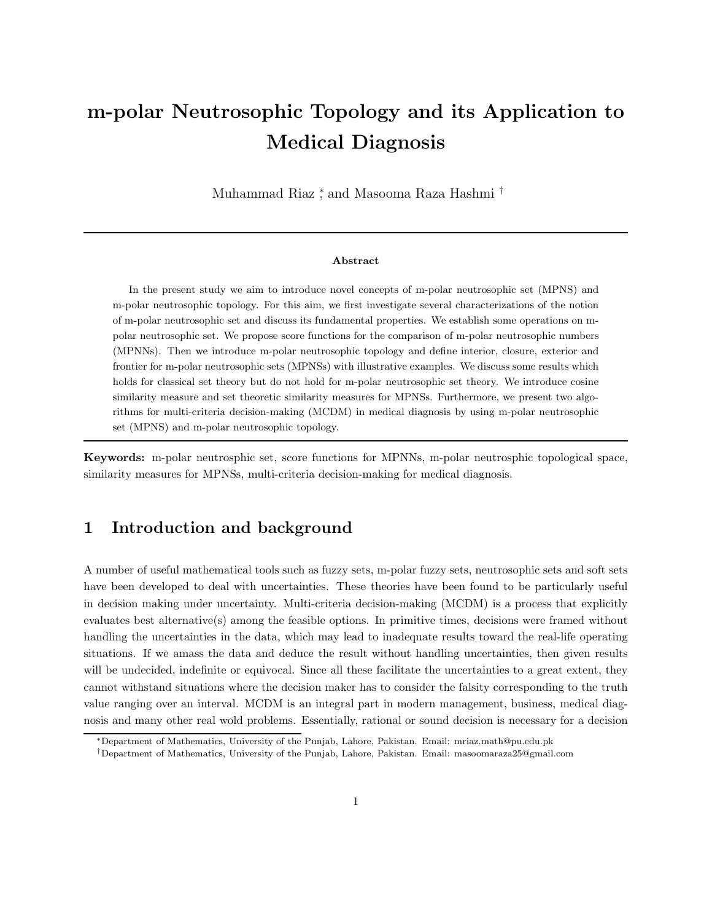# m-polar Neutrosophic Topology and its Application to Medical Diagnosis

Muhammad Riaz [*] and Masooma Raza Hashmi [†]

---

**Abstract**

In the present study we aim to introduce novel concepts of m-polar neutrosophic set (MPNS) and m-polar neutrosophic topology. For this aim, we first investigate several characterizations of the notion of m-polar neutrosophic set and discuss its fundamental properties. We establish some operations on m-polar neutrosophic set. We propose score functions for the comparison of m-polar neutrosophic numbers (MPNNs). Then we introduce m-polar neutrosophic topology and define interior, closure, exterior and frontier for m-polar neutrosophic sets (MPNSs) with illustrative examples. We discuss some results which holds for classical set theory but do not hold for m-polar neutrosophic set theory. We introduce cosine similarity measure and set theoretic similarity measures for MPNSs. Furthermore, we present two algorithms for multi-criteria decision-making (MCDM) in medical diagnosis by using m-polar neutrosophic set (MPNS) and m-polar neutrosophic topology.

---

**Keywords:** m-polar neutrosphic set, score functions for MPNNs, m-polar neutrosphic topological space, similarity measures for MPNSs, multi-criteria decision-making for medical diagnosis.

## 1 Introduction and background

A number of useful mathematical tools such as fuzzy sets, m-polar fuzzy sets, neutrosophic sets and soft sets have been developed to deal with uncertainties. These theories have been found to be particularly useful in decision making under uncertainty. Multi-criteria decision-making (MCDM) is a process that explicitly evaluates best alternative(s) among the feasible options. In primitive times, decisions were framed without handling the uncertainties in the data, which may lead to inadequate results toward the real-life operating situations. If we amass the data and deduce the result without handling uncertainties, then given results will be undecided, indefinite or equivocal. Since all these facilitate the uncertainties to a great extent, they cannot withstand situations where the decision maker has to consider the falsity corresponding to the truth value ranging over an interval. MCDM is an integral part in modern management, business, medical diagnosis and many other real wold problems. Essentially, rational or sound decision is necessary for a decision

[*]Department of Mathematics, University of the Punjab, Lahore, Pakistan. Email: mriaz.math@pu.edu.pk

[†]Department of Mathematics, University of the Punjab, Lahore, Pakistan. Email: masoomaraza25@gmail.com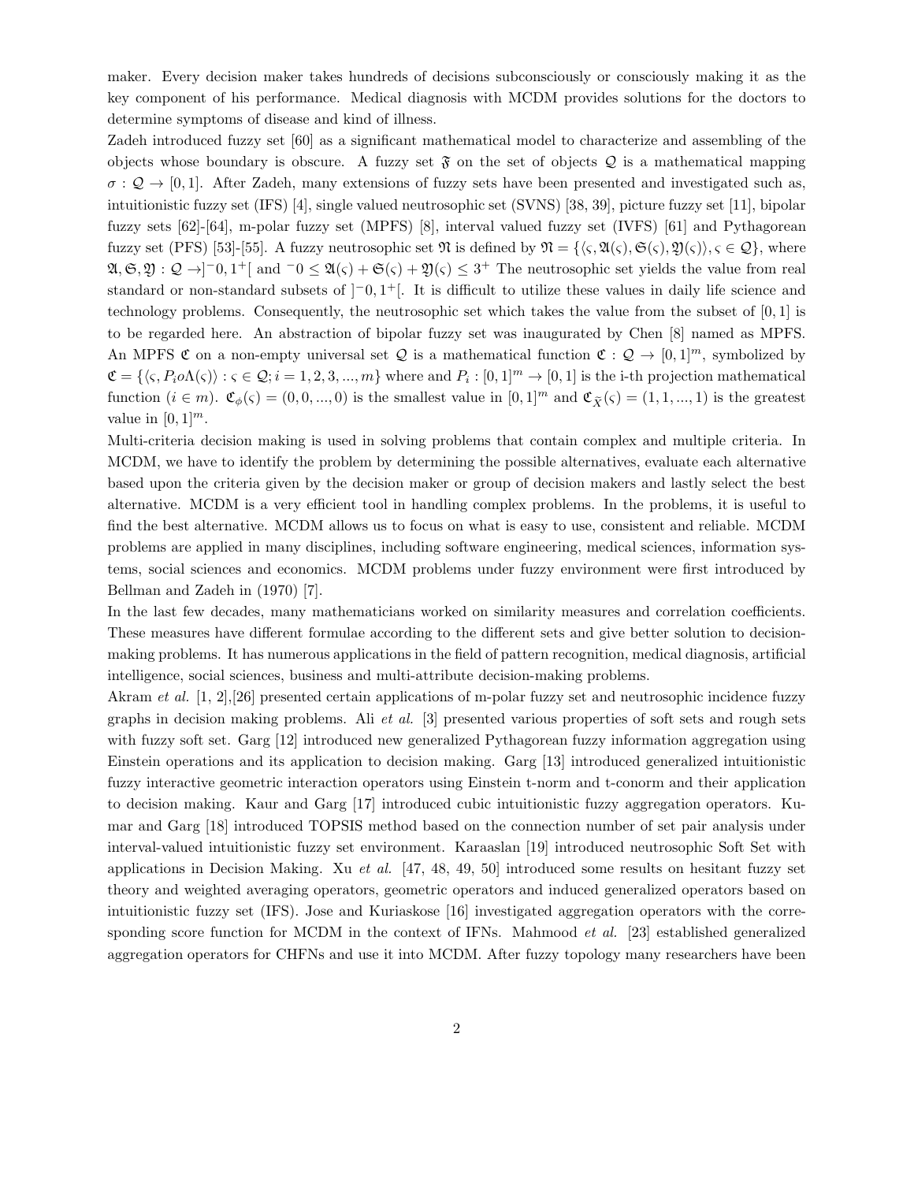maker. Every decision maker takes hundreds of decisions subconsciously or consciously making it as the key component of his performance. Medical diagnosis with MCDM provides solutions for the doctors to determine symptoms of disease and kind of illness.

Zadeh introduced fuzzy set [60] as a significant mathematical model to characterize and assembling of the objects whose boundary is obscure. A fuzzy set $\mathfrak{F}$ on the set of objects $\mathcal{Q}$ is a mathematical mapping $\sigma : \mathcal{Q} \to [0,1]$. After Zadeh, many extensions of fuzzy sets have been presented and investigated such as, intuitionistic fuzzy set (IFS) [4], single valued neutrosophic set (SVNS) [38, 39], picture fuzzy set [11], bipolar fuzzy sets [62]-[64], m-polar fuzzy set (MPFS) [8], interval valued fuzzy set (IVFS) [61] and Pythagorean fuzzy set (PFS) [53]-[55]. A fuzzy neutrosophic set $\mathfrak{N}$ is defined by $\mathfrak{N} = \{\langle \varsigma, \mathfrak{A}(\varsigma), \mathfrak{S}(\varsigma), \mathfrak{Y}(\varsigma)\rangle, \varsigma \in \mathcal{Q}\}$, where $\mathfrak{A}, \mathfrak{S}, \mathfrak{Y} : \mathcal{Q} \to ]^{-}0, 1^{+}[$ and $^{-}0 \leq \mathfrak{A}(\varsigma) + \mathfrak{S}(\varsigma) + \mathfrak{Y}(\varsigma) \leq 3^{+}$ The neutrosophic set yields the value from real standard or non-standard subsets of $]^{-}0, 1^{+}[$. It is difficult to utilize these values in daily life science and technology problems. Consequently, the neutrosophic set which takes the value from the subset of $[0,1]$ is to be regarded here. An abstraction of bipolar fuzzy set was inaugurated by Chen [8] named as MPFS. An MPFS $\mathfrak{C}$ on a non-empty universal set $\mathcal{Q}$ is a mathematical function $\mathfrak{C} : \mathcal{Q} \to [0,1]^m$, symbolized by $\mathfrak{C} = \{\langle \varsigma, P_i o \Lambda(\varsigma)\rangle : \varsigma \in \mathcal{Q}; i = 1, 2, 3, ..., m\}$ where and $P_i : [0,1]^m \to [0,1]$ is the i-th projection mathematical function $(i \in m)$. $\mathfrak{C}_{\phi}(\varsigma) = (0, 0, ..., 0)$ is the smallest value in $[0,1]^m$ and $\mathfrak{C}_{\widetilde{X}}(\varsigma) = (1, 1, ..., 1)$ is the greatest value in $[0,1]^m$.

Multi-criteria decision making is used in solving problems that contain complex and multiple criteria. In MCDM, we have to identify the problem by determining the possible alternatives, evaluate each alternative based upon the criteria given by the decision maker or group of decision makers and lastly select the best alternative. MCDM is a very efficient tool in handling complex problems. In the problems, it is useful to find the best alternative. MCDM allows us to focus on what is easy to use, consistent and reliable. MCDM problems are applied in many disciplines, including software engineering, medical sciences, information systems, social sciences and economics. MCDM problems under fuzzy environment were first introduced by Bellman and Zadeh in (1970) [7].

In the last few decades, many mathematicians worked on similarity measures and correlation coefficients. These measures have different formulae according to the different sets and give better solution to decision-making problems. It has numerous applications in the field of pattern recognition, medical diagnosis, artificial intelligence, social sciences, business and multi-attribute decision-making problems.

Akram *et al.* [1, 2],[26] presented certain applications of m-polar fuzzy set and neutrosophic incidence fuzzy graphs in decision making problems. Ali *et al.* [3] presented various properties of soft sets and rough sets with fuzzy soft set. Garg [12] introduced new generalized Pythagorean fuzzy information aggregation using Einstein operations and its application to decision making. Garg [13] introduced generalized intuitionistic fuzzy interactive geometric interaction operators using Einstein t-norm and t-conorm and their application to decision making. Kaur and Garg [17] introduced cubic intuitionistic fuzzy aggregation operators. Kumar and Garg [18] introduced TOPSIS method based on the connection number of set pair analysis under interval-valued intuitionistic fuzzy set environment. Karaaslan [19] introduced neutrosophic Soft Set with applications in Decision Making. Xu *et al.* [47, 48, 49, 50] introduced some results on hesitant fuzzy set theory and weighted averaging operators, geometric operators and induced generalized operators based on intuitionistic fuzzy set (IFS). Jose and Kuriaskose [16] investigated aggregation operators with the corresponding score function for MCDM in the context of IFNs. Mahmood *et al.* [23] established generalized aggregation operators for CHFNs and use it into MCDM. After fuzzy topology many researchers have been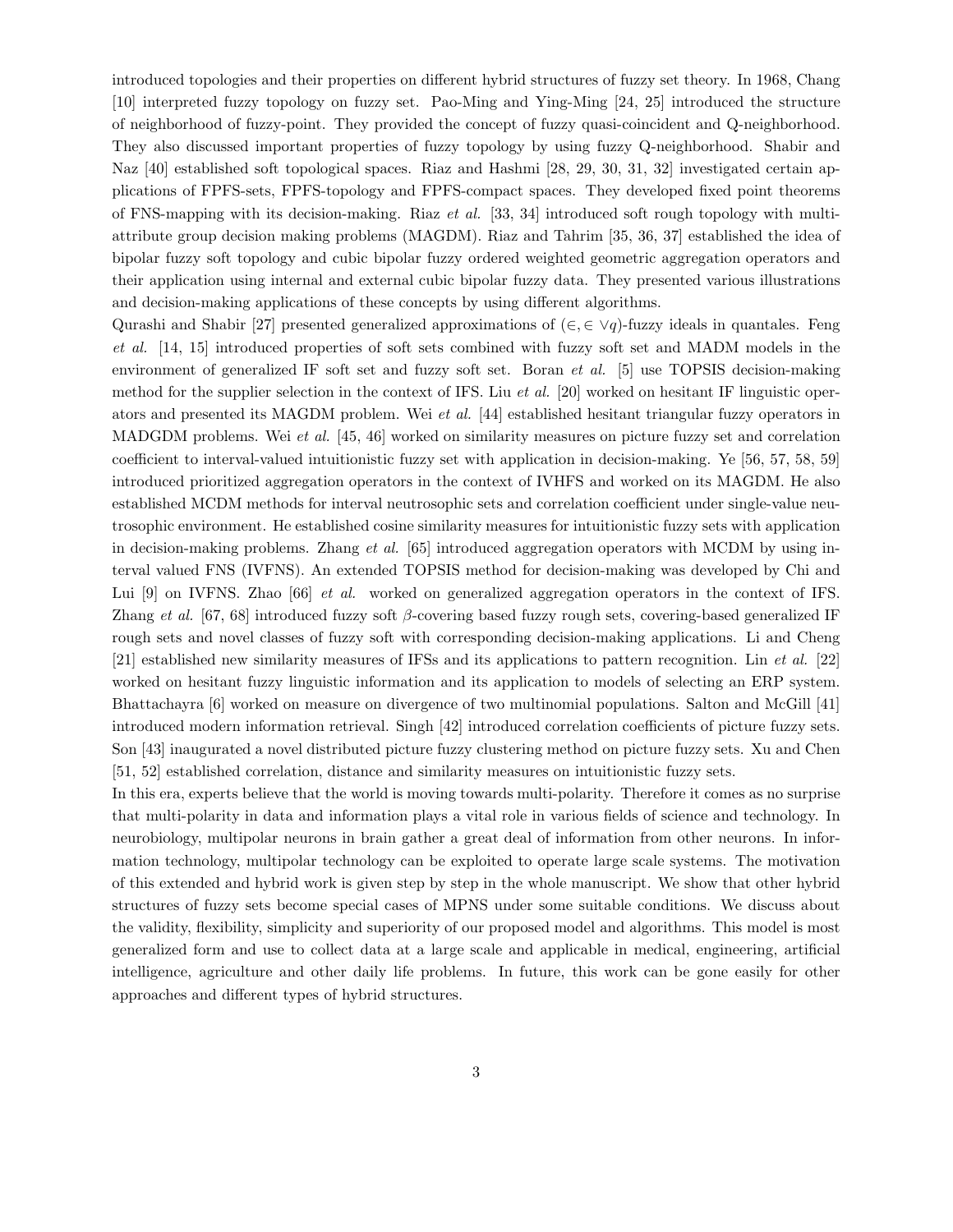introduced topologies and their properties on different hybrid structures of fuzzy set theory. In 1968, Chang [10] interpreted fuzzy topology on fuzzy set. Pao-Ming and Ying-Ming [24, 25] introduced the structure of neighborhood of fuzzy-point. They provided the concept of fuzzy quasi-coincident and Q-neighborhood. They also discussed important properties of fuzzy topology by using fuzzy Q-neighborhood. Shabir and Naz [40] established soft topological spaces. Riaz and Hashmi [28, 29, 30, 31, 32] investigated certain applications of FPFS-sets, FPFS-topology and FPFS-compact spaces. They developed fixed point theorems of FNS-mapping with its decision-making. Riaz *et al.* [33, 34] introduced soft rough topology with multi-attribute group decision making problems (MAGDM). Riaz and Tahrim [35, 36, 37] established the idea of bipolar fuzzy soft topology and cubic bipolar fuzzy ordered weighted geometric aggregation operators and their application using internal and external cubic bipolar fuzzy data. They presented various illustrations and decision-making applications of these concepts by using different algorithms.

Qurashi and Shabir [27] presented generalized approximations of $(\in, \in \vee q)$-fuzzy ideals in quantales. Feng *et al.* [14, 15] introduced properties of soft sets combined with fuzzy soft set and MADM models in the environment of generalized IF soft set and fuzzy soft set. Boran *et al.* [5] use TOPSIS decision-making method for the supplier selection in the context of IFS. Liu *et al.* [20] worked on hesitant IF linguistic operators and presented its MAGDM problem. Wei *et al.* [44] established hesitant triangular fuzzy operators in MADGDM problems. Wei *et al.* [45, 46] worked on similarity measures on picture fuzzy set and correlation coefficient to interval-valued intuitionistic fuzzy set with application in decision-making. Ye [56, 57, 58, 59] introduced prioritized aggregation operators in the context of IVHFS and worked on its MAGDM. He also established MCDM methods for interval neutrosophic sets and correlation coefficient under single-value neutrosophic environment. He established cosine similarity measures for intuitionistic fuzzy sets with application in decision-making problems. Zhang *et al.* [65] introduced aggregation operators with MCDM by using interval valued FNS (IVFNS). An extended TOPSIS method for decision-making was developed by Chi and Lui [9] on IVFNS. Zhao [66] *et al.* worked on generalized aggregation operators in the context of IFS. Zhang *et al.* [67, 68] introduced fuzzy soft $\beta$-covering based fuzzy rough sets, covering-based generalized IF rough sets and novel classes of fuzzy soft with corresponding decision-making applications. Li and Cheng [21] established new similarity measures of IFSs and its applications to pattern recognition. Lin *et al.* [22] worked on hesitant fuzzy linguistic information and its application to models of selecting an ERP system. Bhattachayra [6] worked on measure on divergence of two multinomial populations. Salton and McGill [41] introduced modern information retrieval. Singh [42] introduced correlation coefficients of picture fuzzy sets. Son [43] inaugurated a novel distributed picture fuzzy clustering method on picture fuzzy sets. Xu and Chen [51, 52] established correlation, distance and similarity measures on intuitionistic fuzzy sets.

In this era, experts believe that the world is moving towards multi-polarity. Therefore it comes as no surprise that multi-polarity in data and information plays a vital role in various fields of science and technology. In neurobiology, multipolar neurons in brain gather a great deal of information from other neurons. In information technology, multipolar technology can be exploited to operate large scale systems. The motivation of this extended and hybrid work is given step by step in the whole manuscript. We show that other hybrid structures of fuzzy sets become special cases of MPNS under some suitable conditions. We discuss about the validity, flexibility, simplicity and superiority of our proposed model and algorithms. This model is most generalized form and use to collect data at a large scale and applicable in medical, engineering, artificial intelligence, agriculture and other daily life problems. In future, this work can be gone easily for other approaches and different types of hybrid structures.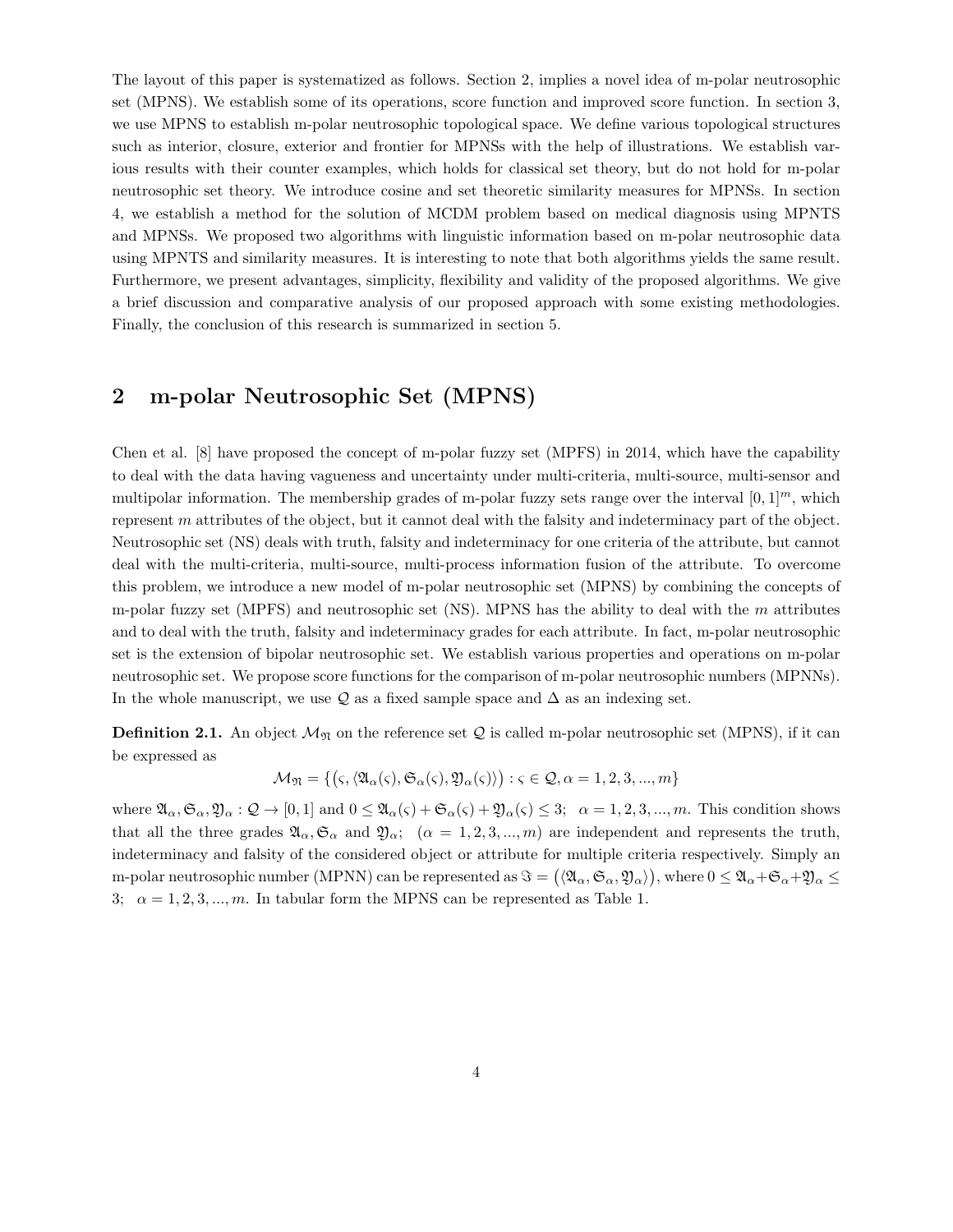The layout of this paper is systematized as follows. Section 2, implies a novel idea of m-polar neutrosophic set (MPNS). We establish some of its operations, score function and improved score function. In section 3, we use MPNS to establish m-polar neutrosophic topological space. We define various topological structures such as interior, closure, exterior and frontier for MPNSs with the help of illustrations. We establish various results with their counter examples, which holds for classical set theory, but do not hold for m-polar neutrosophic set theory. We introduce cosine and set theoretic similarity measures for MPNSs. In section 4, we establish a method for the solution of MCDM problem based on medical diagnosis using MPNTS and MPNSs. We proposed two algorithms with linguistic information based on m-polar neutrosophic data using MPNTS and similarity measures. It is interesting to note that both algorithms yields the same result. Furthermore, we present advantages, simplicity, flexibility and validity of the proposed algorithms. We give a brief discussion and comparative analysis of our proposed approach with some existing methodologies. Finally, the conclusion of this research is summarized in section 5.

## 2 m-polar Neutrosophic Set (MPNS)

Chen et al. [8] have proposed the concept of m-polar fuzzy set (MPFS) in 2014, which have the capability to deal with the data having vagueness and uncertainty under multi-criteria, multi-source, multi-sensor and multipolar information. The membership grades of m-polar fuzzy sets range over the interval $[0,1]^m$, which represent $m$ attributes of the object, but it cannot deal with the falsity and indeterminacy part of the object. Neutrosophic set (NS) deals with truth, falsity and indeterminacy for one criteria of the attribute, but cannot deal with the multi-criteria, multi-source, multi-process information fusion of the attribute. To overcome this problem, we introduce a new model of m-polar neutrosophic set (MPNS) by combining the concepts of m-polar fuzzy set (MPFS) and neutrosophic set (NS). MPNS has the ability to deal with the $m$ attributes and to deal with the truth, falsity and indeterminacy grades for each attribute. In fact, m-polar neutrosophic set is the extension of bipolar neutrosophic set. We establish various properties and operations on m-polar neutrosophic set. We propose score functions for the comparison of m-polar neutrosophic numbers (MPNNs). In the whole manuscript, we use $\mathcal{Q}$ as a fixed sample space and $\Delta$ as an indexing set.

**Definition 2.1.** An object $\mathcal{M}_{\mathfrak{N}}$ on the reference set $\mathcal{Q}$ is called m-polar neutrosophic set (MPNS), if it can be expressed as

$$\mathcal{M}_{\mathfrak{N}} = \{(\varsigma, \langle \mathfrak{A}_\alpha(\varsigma), \mathfrak{S}_\alpha(\varsigma), \mathfrak{Y}_\alpha(\varsigma)\rangle) : \varsigma \in \mathcal{Q}, \alpha = 1,2,3,...,m\}$$

where $\mathfrak{A}_\alpha, \mathfrak{S}_\alpha, \mathfrak{Y}_\alpha : \mathcal{Q} \to [0,1]$ and $0 \leq \mathfrak{A}_\alpha(\varsigma) + \mathfrak{S}_\alpha(\varsigma) + \mathfrak{Y}_\alpha(\varsigma) \leq 3;\ \ \alpha = 1,2,3,...,m$. This condition shows that all the three grades $\mathfrak{A}_\alpha, \mathfrak{S}_\alpha$ and $\mathfrak{Y}_\alpha;\ \ (\alpha = 1,2,3,...,m)$ are independent and represents the truth, indeterminacy and falsity of the considered object or attribute for multiple criteria respectively. Simply an m-polar neutrosophic number (MPNN) can be represented as $\Im = (\langle \mathfrak{A}_\alpha, \mathfrak{S}_\alpha, \mathfrak{Y}_\alpha \rangle)$, where $0 \leq \mathfrak{A}_\alpha + \mathfrak{S}_\alpha + \mathfrak{Y}_\alpha \leq 3;\ \ \alpha = 1,2,3,...,m$. In tabular form the MPNS can be represented as Table 1.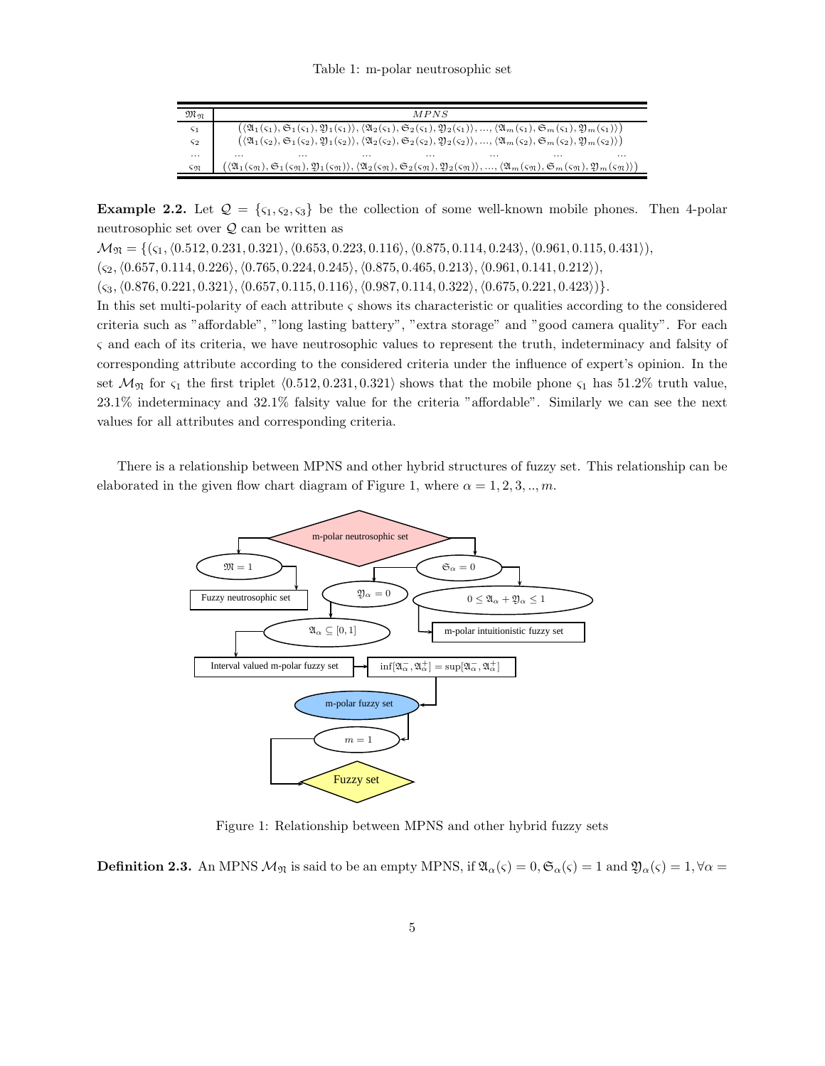Table 1: m-polar neutrosophic set

| $\mathfrak{M}_{\mathfrak{N}}$ | $MPNS$ |
|---|---|
| $\varsigma_1$ | $(\langle \mathfrak{A}_1(\varsigma_1), \mathfrak{S}_1(\varsigma_1), \mathfrak{Y}_1(\varsigma_1)\rangle, \langle \mathfrak{A}_2(\varsigma_1), \mathfrak{S}_2(\varsigma_1), \mathfrak{Y}_2(\varsigma_1)\rangle, ..., \langle \mathfrak{A}_m(\varsigma_1), \mathfrak{S}_m(\varsigma_1), \mathfrak{Y}_m(\varsigma_1)\rangle)$ |
| $\varsigma_2$ | $(\langle \mathfrak{A}_1(\varsigma_2), \mathfrak{S}_1(\varsigma_2), \mathfrak{Y}_1(\varsigma_2)\rangle, \langle \mathfrak{A}_2(\varsigma_2), \mathfrak{S}_2(\varsigma_2), \mathfrak{Y}_2(\varsigma_2)\rangle, ..., \langle \mathfrak{A}_m(\varsigma_2), \mathfrak{S}_m(\varsigma_2), \mathfrak{Y}_m(\varsigma_2)\rangle)$ |
| ... | ... ... ... ... ... ... ... |
| $\varsigma_{\mathfrak{N}}$ | $(\langle \mathfrak{A}_1(\varsigma_{\mathfrak{N}}), \mathfrak{S}_1(\varsigma_{\mathfrak{N}}), \mathfrak{Y}_1(\varsigma_{\mathfrak{N}})\rangle, \langle \mathfrak{A}_2(\varsigma_{\mathfrak{N}}), \mathfrak{S}_2(\varsigma_{\mathfrak{N}}), \mathfrak{Y}_2(\varsigma_{\mathfrak{N}})\rangle, ..., \langle \mathfrak{A}_m(\varsigma_{\mathfrak{N}}), \mathfrak{S}_m(\varsigma_{\mathfrak{N}}), \mathfrak{Y}_m(\varsigma_{\mathfrak{N}})\rangle)$ |

**Example 2.2.** Let $\mathcal{Q} = \{\varsigma_1, \varsigma_2, \varsigma_3\}$ be the collection of some well-known mobile phones. Then 4-polar neutrosophic set over $\mathcal{Q}$ can be written as

$\mathcal{M}_{\mathfrak{N}} = \{(\varsigma_1, \langle 0.512, 0.231, 0.321\rangle, \langle 0.653, 0.223, 0.116\rangle, \langle 0.875, 0.114, 0.243\rangle, \langle 0.961, 0.115, 0.431\rangle),$
$(\varsigma_2, \langle 0.657, 0.114, 0.226\rangle, \langle 0.765, 0.224, 0.245\rangle, \langle 0.875, 0.465, 0.213\rangle, \langle 0.961, 0.141, 0.212\rangle),$
$(\varsigma_3, \langle 0.876, 0.221, 0.321\rangle, \langle 0.657, 0.115, 0.116\rangle, \langle 0.987, 0.114, 0.322\rangle, \langle 0.675, 0.221, 0.423\rangle)\}.$

In this set multi-polarity of each attribute $\varsigma$ shows its characteristic or qualities according to the considered criteria such as "affordable", "long lasting battery", "extra storage" and "good camera quality". For each $\varsigma$ and each of its criteria, we have neutrosophic values to represent the truth, indeterminacy and falsity of corresponding attribute according to the considered criteria under the influence of expert's opinion. In the set $\mathcal{M}_{\mathfrak{N}}$ for $\varsigma_1$ the first triplet $\langle 0.512, 0.231, 0.321\rangle$ shows that the mobile phone $\varsigma_1$ has 51.2% truth value, 23.1% indeterminacy and 32.1% falsity value for the criteria "affordable". Similarly we can see the next values for all attributes and corresponding criteria.

There is a relationship between MPNS and other hybrid structures of fuzzy set. This relationship can be elaborated in the given flow chart diagram of Figure 1, where $\alpha = 1, 2, 3, .., m$.

m-polar neutrosophic set

$\mathfrak{M} = 1$

Fuzzy neutrosophic set

$\mathfrak{S}_\alpha = 0$

$\mathfrak{Y}_\alpha = 0$

$0 \leq \mathfrak{A}_\alpha + \mathfrak{Y}_\alpha \leq 1$

$\mathfrak{A}_\alpha \subseteq [0, 1]$

m-polar intuitionistic fuzzy set

Interval valued m-polar fuzzy set

$\inf[\mathfrak{A}_\alpha^-, \mathfrak{A}_\alpha^+] = \sup[\mathfrak{A}_\alpha^-, \mathfrak{A}_\alpha^+]$

m-polar fuzzy set

$m = 1$

Fuzzy set

Figure 1: Relationship between MPNS and other hybrid fuzzy sets

**Definition 2.3.** An MPNS $\mathcal{M}_{\mathfrak{N}}$ is said to be an empty MPNS, if $\mathfrak{A}_\alpha(\varsigma) = 0, \mathfrak{S}_\alpha(\varsigma) = 1$ and $\mathfrak{Y}_\alpha(\varsigma) = 1, \forall \alpha =$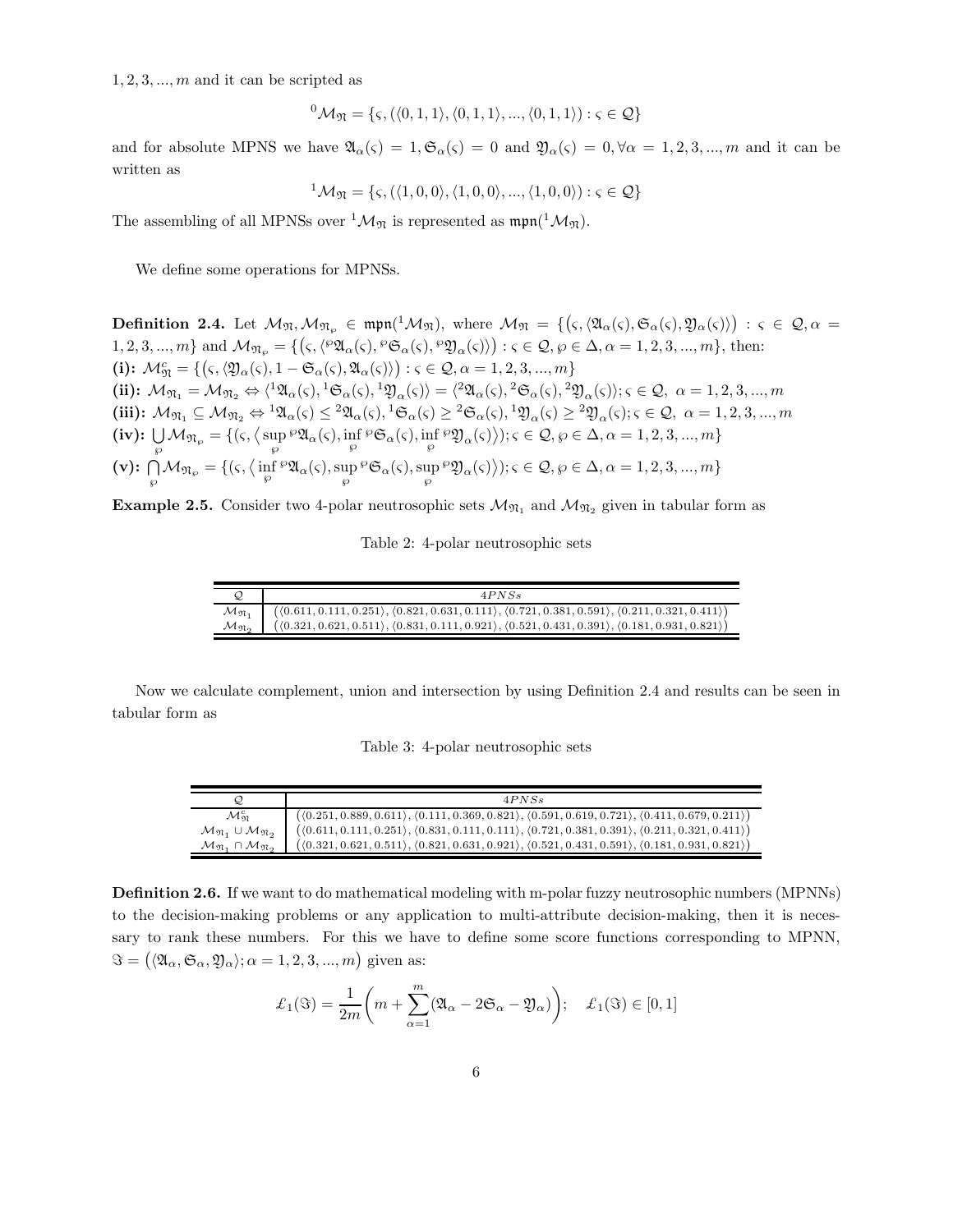$1, 2, 3, ..., m$ and it can be scripted as

$$^{0}\mathcal{M}_{\mathfrak{N}} = \{\varsigma, (\langle 0, 1, 1\rangle, \langle 0, 1, 1\rangle, ..., \langle 0, 1, 1\rangle) : \varsigma \in \mathcal{Q}\}$$

and for absolute MPNS we have $\mathfrak{A}_{\alpha}(\varsigma) = 1, \mathfrak{S}_{\alpha}(\varsigma) = 0$ and $\mathfrak{Y}_{\alpha}(\varsigma) = 0, \forall \alpha = 1, 2, 3, ..., m$ and it can be written as

$$^{1}\mathcal{M}_{\mathfrak{N}} = \{\varsigma, (\langle 1, 0, 0\rangle, \langle 1, 0, 0\rangle, ..., \langle 1, 0, 0\rangle) : \varsigma \in \mathcal{Q}\}$$

The assembling of all MPNSs over $^{1}\mathcal{M}_{\mathfrak{N}}$ is represented as $\mathfrak{mpn}(^{1}\mathcal{M}_{\mathfrak{N}})$.

We define some operations for MPNSs.

**Definition 2.4.** Let $\mathcal{M}_{\mathfrak{N}}, \mathcal{M}_{\mathfrak{N}_{\wp}} \in \mathfrak{mpn}(^{1}\mathcal{M}_{\mathfrak{N}})$, where $\mathcal{M}_{\mathfrak{N}} = \{(\varsigma, \langle \mathfrak{A}_{\alpha}(\varsigma), \mathfrak{S}_{\alpha}(\varsigma), \mathfrak{Y}_{\alpha}(\varsigma)\rangle) : \varsigma \in \mathcal{Q}, \alpha = 1, 2, 3, ..., m\}$ and $\mathcal{M}_{\mathfrak{N}_{\wp}} = \{(\varsigma, \langle {}^{\wp}\mathfrak{A}_{\alpha}(\varsigma), {}^{\wp}\mathfrak{S}_{\alpha}(\varsigma), {}^{\wp}\mathfrak{Y}_{\alpha}(\varsigma)\rangle) : \varsigma \in \mathcal{Q}, \wp \in \Delta, \alpha = 1, 2, 3, ..., m\}$, then:

**(i):** $\mathcal{M}^{c}_{\mathfrak{N}} = \{(\varsigma, \langle \mathfrak{Y}_{\alpha}(\varsigma), 1 - \mathfrak{S}_{\alpha}(\varsigma), \mathfrak{A}_{\alpha}(\varsigma)\rangle) : \varsigma \in \mathcal{Q}, \alpha = 1, 2, 3, ..., m\}$

**(ii):** $\mathcal{M}_{\mathfrak{N}_1} = \mathcal{M}_{\mathfrak{N}_2} \Leftrightarrow \langle {}^{1}\mathfrak{A}_{\alpha}(\varsigma), {}^{1}\mathfrak{S}_{\alpha}(\varsigma), {}^{1}\mathfrak{Y}_{\alpha}(\varsigma)\rangle = \langle {}^{2}\mathfrak{A}_{\alpha}(\varsigma), {}^{2}\mathfrak{S}_{\alpha}(\varsigma), {}^{2}\mathfrak{Y}_{\alpha}(\varsigma)\rangle; \varsigma \in \mathcal{Q}, \ \alpha = 1, 2, 3, ..., m$

**(iii):** $\mathcal{M}_{\mathfrak{N}_1} \subseteq \mathcal{M}_{\mathfrak{N}_2} \Leftrightarrow {}^{1}\mathfrak{A}_{\alpha}(\varsigma) \leq {}^{2}\mathfrak{A}_{\alpha}(\varsigma), {}^{1}\mathfrak{S}_{\alpha}(\varsigma) \geq {}^{2}\mathfrak{S}_{\alpha}(\varsigma), {}^{1}\mathfrak{Y}_{\alpha}(\varsigma) \geq {}^{2}\mathfrak{Y}_{\alpha}(\varsigma); \varsigma \in \mathcal{Q}, \ \alpha = 1, 2, 3, ..., m$

**(iv):** $\bigcup_{\wp} \mathcal{M}_{\mathfrak{N}_{\wp}} = \{(\varsigma, \langle \sup_{\wp} {}^{\wp}\mathfrak{A}_{\alpha}(\varsigma), \inf_{\wp} {}^{\wp}\mathfrak{S}_{\alpha}(\varsigma), \inf_{\wp} {}^{\wp}\mathfrak{Y}_{\alpha}(\varsigma)\rangle); \varsigma \in \mathcal{Q}, \wp \in \Delta, \alpha = 1, 2, 3, ..., m\}$

**(v):** $\bigcap_{\wp} \mathcal{M}_{\mathfrak{N}_{\wp}} = \{(\varsigma, \langle \inf_{\wp} {}^{\wp}\mathfrak{A}_{\alpha}(\varsigma), \sup_{\wp} {}^{\wp}\mathfrak{S}_{\alpha}(\varsigma), \sup_{\wp} {}^{\wp}\mathfrak{Y}_{\alpha}(\varsigma)\rangle); \varsigma \in \mathcal{Q}, \wp \in \Delta, \alpha = 1, 2, 3, ..., m\}$

**Example 2.5.** Consider two 4-polar neutrosophic sets $\mathcal{M}_{\mathfrak{N}_1}$ and $\mathcal{M}_{\mathfrak{N}_2}$ given in tabular form as

Table 2: 4-polar neutrosophic sets

| $\mathcal{Q}$ | $4PNSs$ |
|---|---|
| $\mathcal{M}_{\mathfrak{N}_1}$ | $(\langle 0.611, 0.111, 0.251\rangle, \langle 0.821, 0.631, 0.111\rangle, \langle 0.721, 0.381, 0.591\rangle, \langle 0.211, 0.321, 0.411\rangle)$ |
| $\mathcal{M}_{\mathfrak{N}_2}$ | $(\langle 0.321, 0.621, 0.511\rangle, \langle 0.831, 0.111, 0.921\rangle, \langle 0.521, 0.431, 0.391\rangle, \langle 0.181, 0.931, 0.821\rangle)$ |

Now we calculate complement, union and intersection by using Definition 2.4 and results can be seen in tabular form as

Table 3: 4-polar neutrosophic sets

| $\mathcal{Q}$ | $4PNSs$ |
|---|---|
| $\mathcal{M}^{c}_{\mathfrak{N}}$ | $(\langle 0.251, 0.889, 0.611\rangle, \langle 0.111, 0.369, 0.821\rangle, \langle 0.591, 0.619, 0.721\rangle, \langle 0.411, 0.679, 0.211\rangle)$ |
| $\mathcal{M}_{\mathfrak{N}_1} \cup \mathcal{M}_{\mathfrak{N}_2}$ | $(\langle 0.611, 0.111, 0.251\rangle, \langle 0.831, 0.111, 0.111\rangle, \langle 0.721, 0.381, 0.391\rangle, \langle 0.211, 0.321, 0.411\rangle)$ |
| $\mathcal{M}_{\mathfrak{N}_1} \cap \mathcal{M}_{\mathfrak{N}_2}$ | $(\langle 0.321, 0.621, 0.511\rangle, \langle 0.821, 0.631, 0.921\rangle, \langle 0.521, 0.431, 0.591\rangle, \langle 0.181, 0.931, 0.821\rangle)$ |

**Definition 2.6.** If we want to do mathematical modeling with m-polar fuzzy neutrosophic numbers (MPNNs) to the decision-making problems or any application to multi-attribute decision-making, then it is necessary to rank these numbers. For this we have to define some score functions corresponding to MPNN, $\Im = (\langle \mathfrak{A}_{\alpha}, \mathfrak{S}_{\alpha}, \mathfrak{Y}_{\alpha}\rangle; \alpha = 1, 2, 3, ..., m)$ given as:

$$\pounds_1(\Im) = \frac{1}{2m}\bigg(m + \sum_{\alpha=1}^{m}(\mathfrak{A}_{\alpha} - 2\mathfrak{S}_{\alpha} - \mathfrak{Y}_{\alpha})\bigg); \quad \pounds_1(\Im) \in [0, 1]$$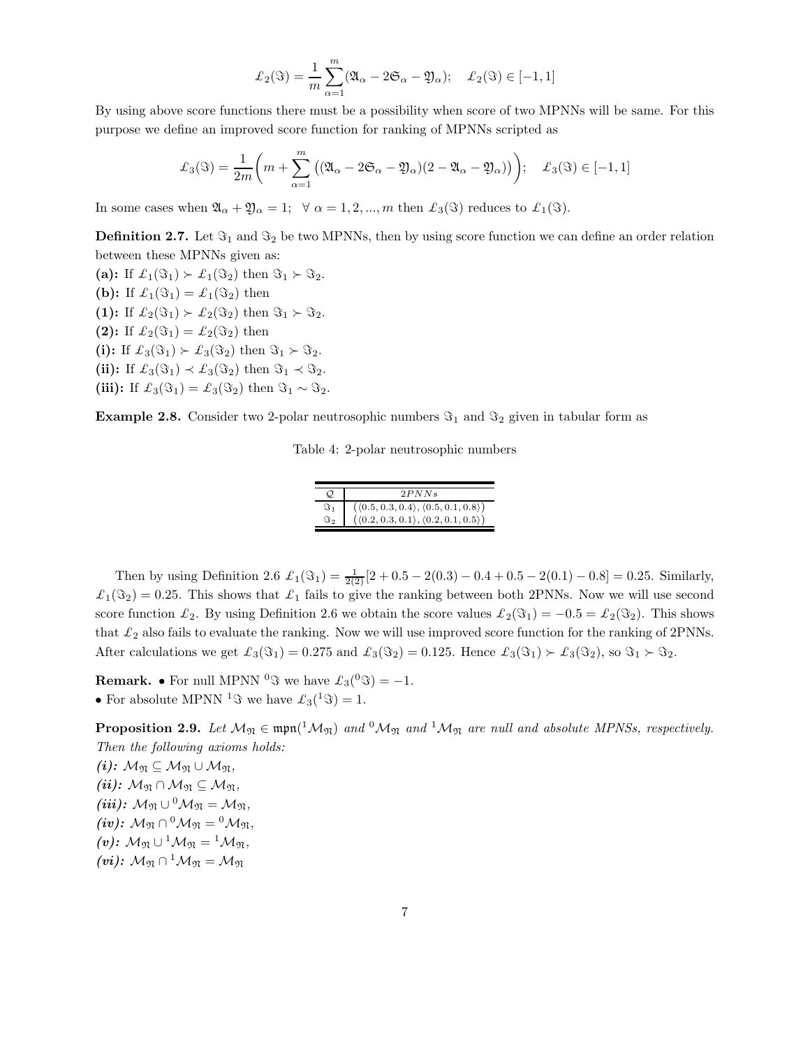$$\pounds_2(\Im) = \frac{1}{m}\sum_{\alpha=1}^{m}(\mathfrak{A}_\alpha - 2\mathfrak{S}_\alpha - \mathfrak{Y}_\alpha); \quad \pounds_2(\Im) \in [-1, 1]$$

By using above score functions there must be a possibility when score of two MPNNs will be same. For this purpose we define an improved score function for ranking of MPNNs scripted as

$$\pounds_3(\Im) = \frac{1}{2m}\Bigg(m + \sum_{\alpha=1}^{m}\big((\mathfrak{A}_\alpha - 2\mathfrak{S}_\alpha - \mathfrak{Y}_\alpha)(2 - \mathfrak{A}_\alpha - \mathfrak{Y}_\alpha)\big)\Bigg); \quad \pounds_3(\Im) \in [-1, 1]$$

In some cases when $\mathfrak{A}_\alpha + \mathfrak{Y}_\alpha = 1; \ \forall \ \alpha = 1, 2, ..., m$ then $\pounds_3(\Im)$ reduces to $\pounds_1(\Im)$.

**Definition 2.7.** Let $\Im_1$ and $\Im_2$ be two MPNNs, then by using score function we can define an order relation between these MPNNs given as:
**(a):** If $\pounds_1(\Im_1) \succ \pounds_1(\Im_2)$ then $\Im_1 \succ \Im_2$.
**(b):** If $\pounds_1(\Im_1) = \pounds_1(\Im_2)$ then
**(1):** If $\pounds_2(\Im_1) \succ \pounds_2(\Im_2)$ then $\Im_1 \succ \Im_2$.
**(2):** If $\pounds_2(\Im_1) = \pounds_2(\Im_2)$ then
**(i):** If $\pounds_3(\Im_1) \succ \pounds_3(\Im_2)$ then $\Im_1 \succ \Im_2$.
**(ii):** If $\pounds_3(\Im_1) \prec \pounds_3(\Im_2)$ then $\Im_1 \prec \Im_2$.
**(iii):** If $\pounds_3(\Im_1) = \pounds_3(\Im_2)$ then $\Im_1 \sim \Im_2$.

**Example 2.8.** Consider two 2-polar neutrosophic numbers $\Im_1$ and $\Im_2$ given in tabular form as

Table 4: 2-polar neutrosophic numbers

| $\mathcal{Q}$ | $2PNNs$ |
|---|---|
| $\Im_1$ | $(\langle 0.5, 0.3, 0.4\rangle, \langle 0.5, 0.1, 0.8\rangle)$ |
| $\Im_2$ | $(\langle 0.2, 0.3, 0.1\rangle, \langle 0.2, 0.1, 0.5\rangle)$ |

Then by using Definition 2.6 $\pounds_1(\Im_1) = \frac{1}{2(2)}[2 + 0.5 - 2(0.3) - 0.4 + 0.5 - 2(0.1) - 0.8] = 0.25$. Similarly, $\pounds_1(\Im_2) = 0.25$. This shows that $\pounds_1$ fails to give the ranking between both 2PNNs. Now we will use second score function $\pounds_2$. By using Definition 2.6 we obtain the score values $\pounds_2(\Im_1) = -0.5 = \pounds_2(\Im_2)$. This shows that $\pounds_2$ also fails to evaluate the ranking. Now we will use improved score function for the ranking of 2PNNs. After calculations we get $\pounds_3(\Im_1) = 0.275$ and $\pounds_3(\Im_2) = 0.125$. Hence $\pounds_3(\Im_1) \succ \pounds_3(\Im_2)$, so $\Im_1 \succ \Im_2$.

**Remark.** • For null MPNN ${}^0\Im$ we have $\pounds_3({}^0\Im) = -1$.
• For absolute MPNN ${}^1\Im$ we have $\pounds_3({}^1\Im) = 1$.

**Proposition 2.9.** *Let $\mathcal{M}_\mathfrak{N} \in \mathfrak{mpn}({}^1\mathcal{M}_\mathfrak{N})$ and ${}^0\mathcal{M}_\mathfrak{N}$ and ${}^1\mathcal{M}_\mathfrak{N}$ are null and absolute MPNSs, respectively. Then the following axioms holds:*
***(i):*** $\mathcal{M}_\mathfrak{N} \subseteq \mathcal{M}_\mathfrak{N} \cup \mathcal{M}_\mathfrak{N}$,
***(ii):*** $\mathcal{M}_\mathfrak{N} \cap \mathcal{M}_\mathfrak{N} \subseteq \mathcal{M}_\mathfrak{N}$,
***(iii):*** $\mathcal{M}_\mathfrak{N} \cup {}^0\mathcal{M}_\mathfrak{N} = \mathcal{M}_\mathfrak{N}$,
***(iv):*** $\mathcal{M}_\mathfrak{N} \cap {}^0\mathcal{M}_\mathfrak{N} = {}^0\mathcal{M}_\mathfrak{N}$,
***(v):*** $\mathcal{M}_\mathfrak{N} \cup {}^1\mathcal{M}_\mathfrak{N} = {}^1\mathcal{M}_\mathfrak{N}$,
***(vi):*** $\mathcal{M}_\mathfrak{N} \cap {}^1\mathcal{M}_\mathfrak{N} = \mathcal{M}_\mathfrak{N}$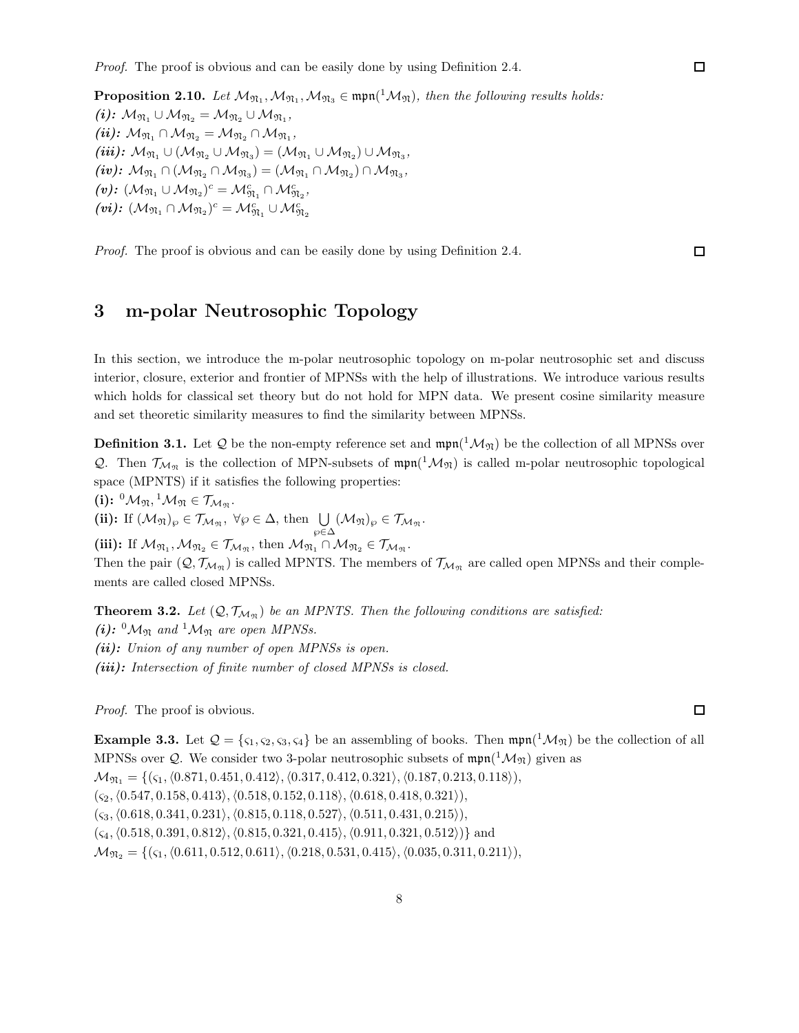*Proof.* The proof is obvious and can be easily done by using Definition 2.4. □

**Proposition 2.10.** *Let $\mathcal{M}_{\mathfrak{N}_1}, \mathcal{M}_{\mathfrak{N}_1}, \mathcal{M}_{\mathfrak{N}_3} \in \mathfrak{mpn}(^1\mathcal{M}_{\mathfrak{N}})$, then the following results holds:*
***(i):*** $\mathcal{M}_{\mathfrak{N}_1} \cup \mathcal{M}_{\mathfrak{N}_2} = \mathcal{M}_{\mathfrak{N}_2} \cup \mathcal{M}_{\mathfrak{N}_1}$,
***(ii):*** $\mathcal{M}_{\mathfrak{N}_1} \cap \mathcal{M}_{\mathfrak{N}_2} = \mathcal{M}_{\mathfrak{N}_2} \cap \mathcal{M}_{\mathfrak{N}_1}$,
***(iii):*** $\mathcal{M}_{\mathfrak{N}_1} \cup (\mathcal{M}_{\mathfrak{N}_2} \cup \mathcal{M}_{\mathfrak{N}_3}) = (\mathcal{M}_{\mathfrak{N}_1} \cup \mathcal{M}_{\mathfrak{N}_2}) \cup \mathcal{M}_{\mathfrak{N}_3}$,
***(iv):*** $\mathcal{M}_{\mathfrak{N}_1} \cap (\mathcal{M}_{\mathfrak{N}_2} \cap \mathcal{M}_{\mathfrak{N}_3}) = (\mathcal{M}_{\mathfrak{N}_1} \cap \mathcal{M}_{\mathfrak{N}_2}) \cap \mathcal{M}_{\mathfrak{N}_3}$,
***(v):*** $(\mathcal{M}_{\mathfrak{N}_1} \cup \mathcal{M}_{\mathfrak{N}_2})^c = \mathcal{M}^c_{\mathfrak{N}_1} \cap \mathcal{M}^c_{\mathfrak{N}_2}$,
***(vi):*** $(\mathcal{M}_{\mathfrak{N}_1} \cap \mathcal{M}_{\mathfrak{N}_2})^c = \mathcal{M}^c_{\mathfrak{N}_1} \cup \mathcal{M}^c_{\mathfrak{N}_2}$

*Proof.* The proof is obvious and can be easily done by using Definition 2.4. □

# 3 m-polar Neutrosophic Topology

In this section, we introduce the m-polar neutrosophic topology on m-polar neutrosophic set and discuss interior, closure, exterior and frontier of MPNSs with the help of illustrations. We introduce various results which holds for classical set theory but do not hold for MPN data. We present cosine similarity measure and set theoretic similarity measures to find the similarity between MPNSs.

**Definition 3.1.** Let $\mathcal{Q}$ be the non-empty reference set and $\mathfrak{mpn}(^1\mathcal{M}_{\mathfrak{N}})$ be the collection of all MPNSs over $\mathcal{Q}$. Then $\mathcal{T}_{\mathcal{M}_{\mathfrak{N}}}$ is the collection of MPN-subsets of $\mathfrak{mpn}(^1\mathcal{M}_{\mathfrak{N}})$ is called m-polar neutrosophic topological space (MPNTS) if it satisfies the following properties:
**(i):** $^0\mathcal{M}_{\mathfrak{N}}, {^1\mathcal{M}_{\mathfrak{N}}} \in \mathcal{T}_{\mathcal{M}_{\mathfrak{N}}}$.
**(ii):** If $(\mathcal{M}_{\mathfrak{N}})_\wp \in \mathcal{T}_{\mathcal{M}_{\mathfrak{N}}}, \ \forall \wp \in \Delta$, then $\bigcup_{\wp \in \Delta} (\mathcal{M}_{\mathfrak{N}})_\wp \in \mathcal{T}_{\mathcal{M}_{\mathfrak{N}}}$.
**(iii):** If $\mathcal{M}_{\mathfrak{N}_1}, \mathcal{M}_{\mathfrak{N}_2} \in \mathcal{T}_{\mathcal{M}_{\mathfrak{N}}}$, then $\mathcal{M}_{\mathfrak{N}_1} \cap \mathcal{M}_{\mathfrak{N}_2} \in \mathcal{T}_{\mathcal{M}_{\mathfrak{N}}}$.
Then the pair $(\mathcal{Q}, \mathcal{T}_{\mathcal{M}_{\mathfrak{N}}})$ is called MPNTS. The members of $\mathcal{T}_{\mathcal{M}_{\mathfrak{N}}}$ are called open MPNSs and their complements are called closed MPNSs.

**Theorem 3.2.** *Let $(\mathcal{Q}, \mathcal{T}_{\mathcal{M}_{\mathfrak{N}}})$ be an MPNTS. Then the following conditions are satisfied:*
***(i):*** *$^0\mathcal{M}_{\mathfrak{N}}$ and $^1\mathcal{M}_{\mathfrak{N}}$ are open MPNSs.*
***(ii):*** *Union of any number of open MPNSs is open.*
***(iii):*** *Intersection of finite number of closed MPNSs is closed.*

*Proof.* The proof is obvious. □

**Example 3.3.** Let $\mathcal{Q} = \{\varsigma_1, \varsigma_2, \varsigma_3, \varsigma_4\}$ be an assembling of books. Then $\mathfrak{mpn}(^1\mathcal{M}_{\mathfrak{N}})$ be the collection of all MPNSs over $\mathcal{Q}$. We consider two 3-polar neutrosophic subsets of $\mathfrak{mpn}(^1\mathcal{M}_{\mathfrak{N}})$ given as
$\mathcal{M}_{\mathfrak{N}_1} = \{(\varsigma_1, \langle 0.871, 0.451, 0.412\rangle, \langle 0.317, 0.412, 0.321\rangle, \langle 0.187, 0.213, 0.118\rangle),$
$(\varsigma_2, \langle 0.547, 0.158, 0.413\rangle, \langle 0.518, 0.152, 0.118\rangle, \langle 0.618, 0.418, 0.321\rangle),$
$(\varsigma_3, \langle 0.618, 0.341, 0.231\rangle, \langle 0.815, 0.118, 0.527\rangle, \langle 0.511, 0.431, 0.215\rangle),$
$(\varsigma_4, \langle 0.518, 0.391, 0.812\rangle, \langle 0.815, 0.321, 0.415\rangle, \langle 0.911, 0.321, 0.512\rangle)\}$ and
$\mathcal{M}_{\mathfrak{N}_2} = \{(\varsigma_1, \langle 0.611, 0.512, 0.611\rangle, \langle 0.218, 0.531, 0.415\rangle, \langle 0.035, 0.311, 0.211\rangle),$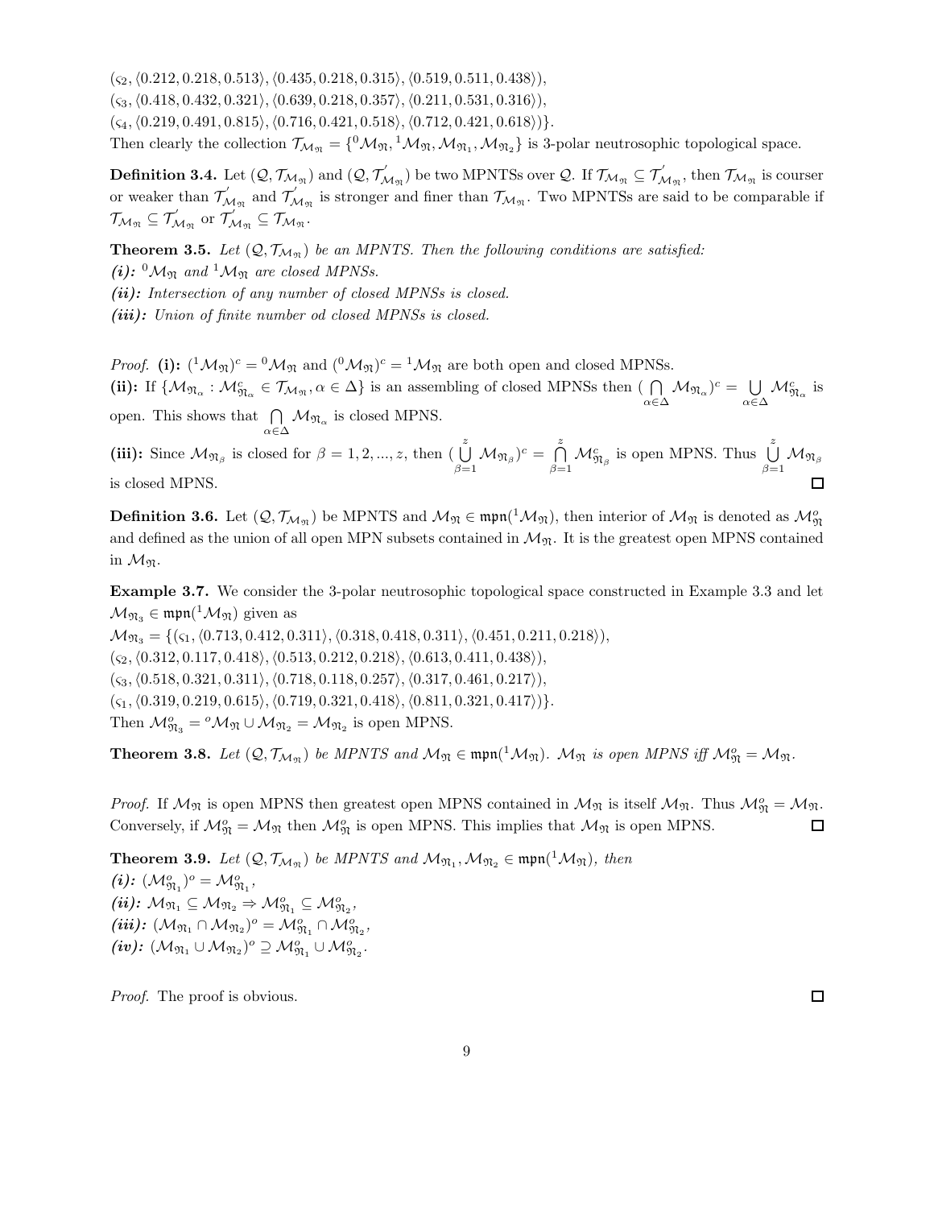$(\varsigma_2, \langle 0.212, 0.218, 0.513\rangle, \langle 0.435, 0.218, 0.315\rangle, \langle 0.519, 0.511, 0.438\rangle)$,
$(\varsigma_3, \langle 0.418, 0.432, 0.321\rangle, \langle 0.639, 0.218, 0.357\rangle, \langle 0.211, 0.531, 0.316\rangle)$,
$(\varsigma_4, \langle 0.219, 0.491, 0.815\rangle, \langle 0.716, 0.421, 0.518\rangle, \langle 0.712, 0.421, 0.618\rangle)\}$.
Then clearly the collection $\mathcal{T}_{\mathcal{M}_{\mathfrak{N}}} = \{{}^0\mathcal{M}_{\mathfrak{N}}, {}^1\mathcal{M}_{\mathfrak{N}}, \mathcal{M}_{\mathfrak{N}_1}, \mathcal{M}_{\mathfrak{N}_2}\}$ is 3-polar neutrosophic topological space.

**Definition 3.4.** Let $(\mathcal{Q}, \mathcal{T}_{\mathcal{M}_{\mathfrak{N}}})$ and $(\mathcal{Q}, \mathcal{T}'_{\mathcal{M}_{\mathfrak{N}}})$ be two MPNTSs over $\mathcal{Q}$. If $\mathcal{T}_{\mathcal{M}_{\mathfrak{N}}} \subseteq \mathcal{T}'_{\mathcal{M}_{\mathfrak{N}}}$, then $\mathcal{T}_{\mathcal{M}_{\mathfrak{N}}}$ is courser or weaker than $\mathcal{T}'_{\mathcal{M}_{\mathfrak{N}}}$ and $\mathcal{T}'_{\mathcal{M}_{\mathfrak{N}}}$ is stronger and finer than $\mathcal{T}_{\mathcal{M}_{\mathfrak{N}}}$. Two MPNTSs are said to be comparable if $\mathcal{T}_{\mathcal{M}_{\mathfrak{N}}} \subseteq \mathcal{T}'_{\mathcal{M}_{\mathfrak{N}}}$ or $\mathcal{T}'_{\mathcal{M}_{\mathfrak{N}}} \subseteq \mathcal{T}_{\mathcal{M}_{\mathfrak{N}}}$.

**Theorem 3.5.** *Let $(\mathcal{Q}, \mathcal{T}_{\mathcal{M}_{\mathfrak{N}}})$ be an MPNTS. Then the following conditions are satisfied:*
***(i):*** *${}^0\mathcal{M}_{\mathfrak{N}}$ and ${}^1\mathcal{M}_{\mathfrak{N}}$ are closed MPNSs.*
***(ii):*** *Intersection of any number of closed MPNSs is closed.*
***(iii):*** *Union of finite number od closed MPNSs is closed.*

*Proof.* **(i):** $({}^1\mathcal{M}_{\mathfrak{N}})^c = {}^0\mathcal{M}_{\mathfrak{N}}$ and $({}^0\mathcal{M}_{\mathfrak{N}})^c = {}^1\mathcal{M}_{\mathfrak{N}}$ are both open and closed MPNSs.
**(ii):** If $\{\mathcal{M}_{\mathfrak{N}_\alpha} : \mathcal{M}^c_{\mathfrak{N}_\alpha} \in \mathcal{T}_{\mathcal{M}_{\mathfrak{N}}}, \alpha \in \Delta\}$ is an assembling of closed MPNSs then $(\bigcap_{\alpha\in\Delta} \mathcal{M}_{\mathfrak{N}_\alpha})^c = \bigcup_{\alpha\in\Delta} \mathcal{M}^c_{\mathfrak{N}_\alpha}$ is open. This shows that $\bigcap_{\alpha\in\Delta} \mathcal{M}_{\mathfrak{N}_\alpha}$ is closed MPNS.
**(iii):** Since $\mathcal{M}_{\mathfrak{N}_\beta}$ is closed for $\beta = 1, 2, ..., z$, then $(\bigcup_{\beta=1}^{z} \mathcal{M}_{\mathfrak{N}_\beta})^c = \bigcap_{\beta=1}^{z} \mathcal{M}^c_{\mathfrak{N}_\beta}$ is open MPNS. Thus $\bigcup_{\beta=1}^{z} \mathcal{M}_{\mathfrak{N}_\beta}$ is closed MPNS. □

**Definition 3.6.** Let $(\mathcal{Q}, \mathcal{T}_{\mathcal{M}_{\mathfrak{N}}})$ be MPNTS and $\mathcal{M}_{\mathfrak{N}} \in \mathfrak{mpn}({}^1\mathcal{M}_{\mathfrak{N}})$, then interior of $\mathcal{M}_{\mathfrak{N}}$ is denoted as $\mathcal{M}^o_{\mathfrak{N}}$ and defined as the union of all open MPN subsets contained in $\mathcal{M}_{\mathfrak{N}}$. It is the greatest open MPNS contained in $\mathcal{M}_{\mathfrak{N}}$.

**Example 3.7.** We consider the 3-polar neutrosophic topological space constructed in Example 3.3 and let $\mathcal{M}_{\mathfrak{N}_3} \in \mathfrak{mpn}({}^1\mathcal{M}_{\mathfrak{N}})$ given as
$\mathcal{M}_{\mathfrak{N}_3} = \{(\varsigma_1, \langle 0.713, 0.412, 0.311\rangle, \langle 0.318, 0.418, 0.311\rangle, \langle 0.451, 0.211, 0.218\rangle)$,
$(\varsigma_2, \langle 0.312, 0.117, 0.418\rangle, \langle 0.513, 0.212, 0.218\rangle, \langle 0.613, 0.411, 0.438\rangle)$,
$(\varsigma_3, \langle 0.518, 0.321, 0.311\rangle, \langle 0.718, 0.118, 0.257\rangle, \langle 0.317, 0.461, 0.217\rangle)$,
$(\varsigma_1, \langle 0.319, 0.219, 0.615\rangle, \langle 0.719, 0.321, 0.418\rangle, \langle 0.811, 0.321, 0.417\rangle)\}$.
Then $\mathcal{M}^o_{\mathfrak{N}_3} = {}^o\mathcal{M}_{\mathfrak{N}} \cup \mathcal{M}_{\mathfrak{N}_2} = \mathcal{M}_{\mathfrak{N}_2}$ is open MPNS.

**Theorem 3.8.** *Let $(\mathcal{Q}, \mathcal{T}_{\mathcal{M}_{\mathfrak{N}}})$ be MPNTS and $\mathcal{M}_{\mathfrak{N}} \in \mathfrak{mpn}({}^1\mathcal{M}_{\mathfrak{N}})$. $\mathcal{M}_{\mathfrak{N}}$ is open MPNS iff $\mathcal{M}^o_{\mathfrak{N}} = \mathcal{M}_{\mathfrak{N}}$.*

*Proof.* If $\mathcal{M}_{\mathfrak{N}}$ is open MPNS then greatest open MPNS contained in $\mathcal{M}_{\mathfrak{N}}$ is itself $\mathcal{M}_{\mathfrak{N}}$. Thus $\mathcal{M}^o_{\mathfrak{N}} = \mathcal{M}_{\mathfrak{N}}$. Conversely, if $\mathcal{M}^o_{\mathfrak{N}} = \mathcal{M}_{\mathfrak{N}}$ then $\mathcal{M}^o_{\mathfrak{N}}$ is open MPNS. This implies that $\mathcal{M}_{\mathfrak{N}}$ is open MPNS. □

**Theorem 3.9.** *Let $(\mathcal{Q}, \mathcal{T}_{\mathcal{M}_{\mathfrak{N}}})$ be MPNTS and $\mathcal{M}_{\mathfrak{N}_1}, \mathcal{M}_{\mathfrak{N}_2} \in \mathfrak{mpn}({}^1\mathcal{M}_{\mathfrak{N}})$, then*
***(i):*** $(\mathcal{M}^o_{\mathfrak{N}_1})^o = \mathcal{M}^o_{\mathfrak{N}_1}$,
***(ii):*** $\mathcal{M}_{\mathfrak{N}_1} \subseteq \mathcal{M}_{\mathfrak{N}_2} \Rightarrow \mathcal{M}^o_{\mathfrak{N}_1} \subseteq \mathcal{M}^o_{\mathfrak{N}_2}$,
***(iii):*** $(\mathcal{M}_{\mathfrak{N}_1} \cap \mathcal{M}_{\mathfrak{N}_2})^o = \mathcal{M}^o_{\mathfrak{N}_1} \cap \mathcal{M}^o_{\mathfrak{N}_2}$,
***(iv):*** $(\mathcal{M}_{\mathfrak{N}_1} \cup \mathcal{M}_{\mathfrak{N}_2})^o \supseteq \mathcal{M}^o_{\mathfrak{N}_1} \cup \mathcal{M}^o_{\mathfrak{N}_2}$.

*Proof.* The proof is obvious. □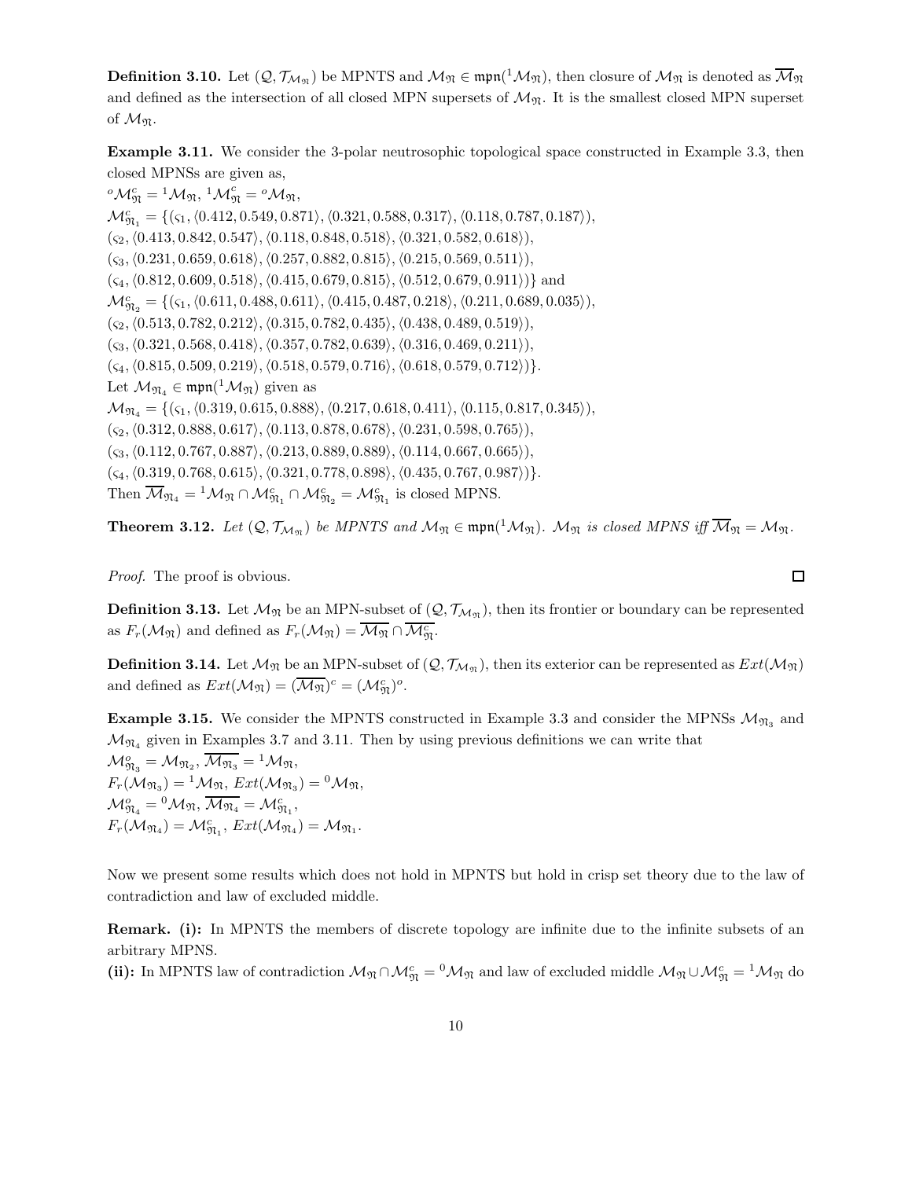**Definition 3.10.** Let $(\mathcal{Q}, \mathcal{T}_{\mathcal{M}_{\mathfrak{N}}})$ be MPNTS and $\mathcal{M}_{\mathfrak{N}} \in \mathfrak{mpn}({}^1\mathcal{M}_{\mathfrak{N}})$, then closure of $\mathcal{M}_{\mathfrak{N}}$ is denoted as $\overline{\mathcal{M}}_{\mathfrak{N}}$ and defined as the intersection of all closed MPN supersets of $\mathcal{M}_{\mathfrak{N}}$. It is the smallest closed MPN superset of $\mathcal{M}_{\mathfrak{N}}$.

**Example 3.11.** We consider the 3-polar neutrosophic topological space constructed in Example 3.3, then closed MPNSs are given as,

${}^o\mathcal{M}_{\mathfrak{N}}^c = {}^1\mathcal{M}_{\mathfrak{N}}$, ${}^1\mathcal{M}_{\mathfrak{N}}^c = {}^o\mathcal{M}_{\mathfrak{N}}$,

$\mathcal{M}_{\mathfrak{N}_1}^c = \{(\varsigma_1, \langle 0.412, 0.549, 0.871\rangle, \langle 0.321, 0.588, 0.317\rangle, \langle 0.118, 0.787, 0.187\rangle),$
$(\varsigma_2, \langle 0.413, 0.842, 0.547\rangle, \langle 0.118, 0.848, 0.518\rangle, \langle 0.321, 0.582, 0.618\rangle),$
$(\varsigma_3, \langle 0.231, 0.659, 0.618\rangle, \langle 0.257, 0.882, 0.815\rangle, \langle 0.215, 0.569, 0.511\rangle),$
$(\varsigma_4, \langle 0.812, 0.609, 0.518\rangle, \langle 0.415, 0.679, 0.815\rangle, \langle 0.512, 0.679, 0.911\rangle)\}$ and

$\mathcal{M}_{\mathfrak{N}_2}^c = \{(\varsigma_1, \langle 0.611, 0.488, 0.611\rangle, \langle 0.415, 0.487, 0.218\rangle, \langle 0.211, 0.689, 0.035\rangle),$
$(\varsigma_2, \langle 0.513, 0.782, 0.212\rangle, \langle 0.315, 0.782, 0.435\rangle, \langle 0.438, 0.489, 0.519\rangle),$
$(\varsigma_3, \langle 0.321, 0.568, 0.418\rangle, \langle 0.357, 0.782, 0.639\rangle, \langle 0.316, 0.469, 0.211\rangle),$
$(\varsigma_4, \langle 0.815, 0.509, 0.219\rangle, \langle 0.518, 0.579, 0.716\rangle, \langle 0.618, 0.579, 0.712\rangle)\}$.

Let $\mathcal{M}_{\mathfrak{N}_4} \in \mathfrak{mpn}({}^1\mathcal{M}_{\mathfrak{N}})$ given as

$\mathcal{M}_{\mathfrak{N}_4} = \{(\varsigma_1, \langle 0.319, 0.615, 0.888\rangle, \langle 0.217, 0.618, 0.411\rangle, \langle 0.115, 0.817, 0.345\rangle),$
$(\varsigma_2, \langle 0.312, 0.888, 0.617\rangle, \langle 0.113, 0.878, 0.678\rangle, \langle 0.231, 0.598, 0.765\rangle),$
$(\varsigma_3, \langle 0.112, 0.767, 0.887\rangle, \langle 0.213, 0.889, 0.889\rangle, \langle 0.114, 0.667, 0.665\rangle),$
$(\varsigma_4, \langle 0.319, 0.768, 0.615\rangle, \langle 0.321, 0.778, 0.898\rangle, \langle 0.435, 0.767, 0.987\rangle)\}$.

Then $\overline{\mathcal{M}}_{\mathfrak{N}_4} = {}^1\mathcal{M}_{\mathfrak{N}} \cap \mathcal{M}_{\mathfrak{N}_1}^c \cap \mathcal{M}_{\mathfrak{N}_2}^c = \mathcal{M}_{\mathfrak{N}_1}^c$ is closed MPNS.

**Theorem 3.12.** *Let $(\mathcal{Q}, \mathcal{T}_{\mathcal{M}_{\mathfrak{N}}})$ be MPNTS and $\mathcal{M}_{\mathfrak{N}} \in \mathfrak{mpn}({}^1\mathcal{M}_{\mathfrak{N}})$. $\mathcal{M}_{\mathfrak{N}}$ is closed MPNS iff $\overline{\mathcal{M}}_{\mathfrak{N}} = \mathcal{M}_{\mathfrak{N}}$.*

*Proof.* The proof is obvious. ◻

**Definition 3.13.** Let $\mathcal{M}_{\mathfrak{N}}$ be an MPN-subset of $(\mathcal{Q}, \mathcal{T}_{\mathcal{M}_{\mathfrak{N}}})$, then its frontier or boundary can be represented as $F_r(\mathcal{M}_{\mathfrak{N}})$ and defined as $F_r(\mathcal{M}_{\mathfrak{N}}) = \overline{\mathcal{M}_{\mathfrak{N}}} \cap \overline{\mathcal{M}_{\mathfrak{N}}^c}$.

**Definition 3.14.** Let $\mathcal{M}_{\mathfrak{N}}$ be an MPN-subset of $(\mathcal{Q}, \mathcal{T}_{\mathcal{M}_{\mathfrak{N}}})$, then its exterior can be represented as $Ext(\mathcal{M}_{\mathfrak{N}})$ and defined as $Ext(\mathcal{M}_{\mathfrak{N}}) = (\overline{\mathcal{M}_{\mathfrak{N}}})^c = (\mathcal{M}_{\mathfrak{N}}^c)^o$.

**Example 3.15.** We consider the MPNTS constructed in Example 3.3 and consider the MPNSs $\mathcal{M}_{\mathfrak{N}_3}$ and $\mathcal{M}_{\mathfrak{N}_4}$ given in Examples 3.7 and 3.11. Then by using previous definitions we can write that

$\mathcal{M}_{\mathfrak{N}_3}^o = \mathcal{M}_{\mathfrak{N}_2}$, $\overline{\mathcal{M}_{\mathfrak{N}_3}} = {}^1\mathcal{M}_{\mathfrak{N}}$,
$F_r(\mathcal{M}_{\mathfrak{N}_3}) = {}^1\mathcal{M}_{\mathfrak{N}}$, $Ext(\mathcal{M}_{\mathfrak{N}_3}) = {}^0\mathcal{M}_{\mathfrak{N}}$,
$\mathcal{M}_{\mathfrak{N}_4}^o = {}^0\mathcal{M}_{\mathfrak{N}}$, $\overline{\mathcal{M}_{\mathfrak{N}_4}} = \mathcal{M}_{\mathfrak{N}_1}^c$,
$F_r(\mathcal{M}_{\mathfrak{N}_4}) = \mathcal{M}_{\mathfrak{N}_1}^c$, $Ext(\mathcal{M}_{\mathfrak{N}_4}) = \mathcal{M}_{\mathfrak{N}_1}$.

Now we present some results which does not hold in MPNTS but hold in crisp set theory due to the law of contradiction and law of excluded middle.

**Remark. (i):** In MPNTS the members of discrete topology are infinite due to the infinite subsets of an arbitrary MPNS.

**(ii):** In MPNTS law of contradiction $\mathcal{M}_{\mathfrak{N}} \cap \mathcal{M}_{\mathfrak{N}}^c = {}^0\mathcal{M}_{\mathfrak{N}}$ and law of excluded middle $\mathcal{M}_{\mathfrak{N}} \cup \mathcal{M}_{\mathfrak{N}}^c = {}^1\mathcal{M}_{\mathfrak{N}}$ do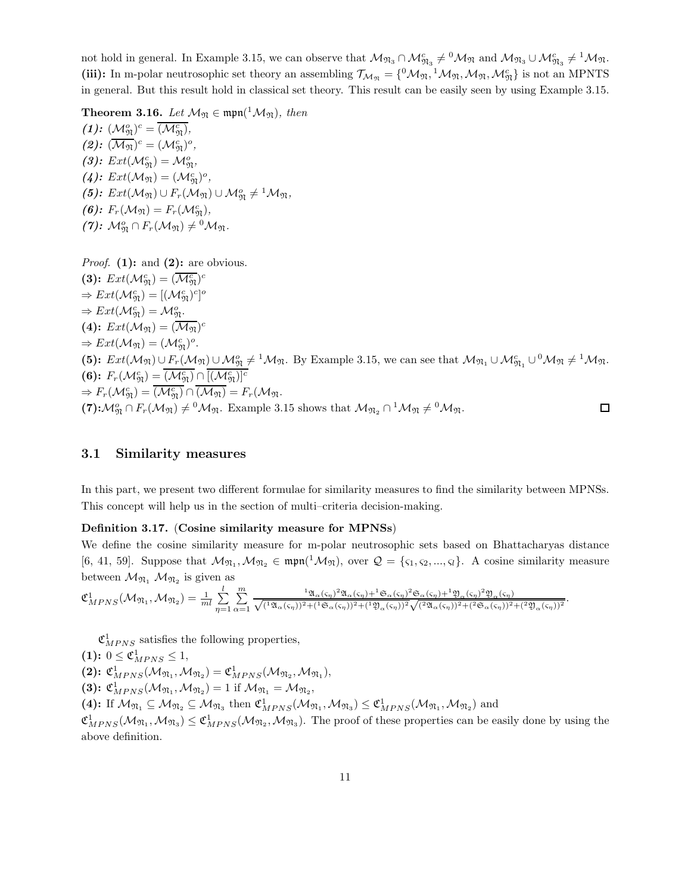not hold in general. In Example 3.15, we can observe that $\mathcal{M}_{\mathfrak{N}_3} \cap \mathcal{M}^c_{\mathfrak{N}_3} \neq {}^0\mathcal{M}_{\mathfrak{N}}$ and $\mathcal{M}_{\mathfrak{N}_3} \cup \mathcal{M}^c_{\mathfrak{N}_3} \neq {}^1\mathcal{M}_{\mathfrak{N}}$.
**(iii):** In m-polar neutrosophic set theory an assembling $\mathcal{T}_{\mathcal{M}_{\mathfrak{N}}} = \{{}^0\mathcal{M}_{\mathfrak{N}}, {}^1\mathcal{M}_{\mathfrak{N}}, \mathcal{M}_{\mathfrak{N}}, \mathcal{M}^c_{\mathfrak{N}}\}$ is not an MPNTS in general. But this result hold in classical set theory. This result can be easily seen by using Example 3.15.

**Theorem 3.16.** *Let $\mathcal{M}_{\mathfrak{N}} \in \mathfrak{mpn}({}^1\mathcal{M}_{\mathfrak{N}})$, then*
*(1):* $(\mathcal{M}^o_{\mathfrak{N}})^c = \overline{(\mathcal{M}^c_{\mathfrak{N}})}$,
*(2):* $(\overline{\mathcal{M}_{\mathfrak{N}}})^c = (\mathcal{M}^c_{\mathfrak{N}})^o$,
*(3):* $Ext(\mathcal{M}^c_{\mathfrak{N}}) = \mathcal{M}^o_{\mathfrak{N}}$,
*(4):* $Ext(\mathcal{M}_{\mathfrak{N}}) = (\mathcal{M}^c_{\mathfrak{N}})^o$,
*(5):* $Ext(\mathcal{M}_{\mathfrak{N}}) \cup F_r(\mathcal{M}_{\mathfrak{N}}) \cup \mathcal{M}^o_{\mathfrak{N}} \neq {}^1\mathcal{M}_{\mathfrak{N}}$,
*(6):* $F_r(\mathcal{M}_{\mathfrak{N}}) = F_r(\mathcal{M}^c_{\mathfrak{N}})$,
*(7):* $\mathcal{M}^o_{\mathfrak{N}} \cap F_r(\mathcal{M}_{\mathfrak{N}}) \neq {}^0\mathcal{M}_{\mathfrak{N}}$.

*Proof.* **(1):** and **(2):** are obvious.
**(3):** $Ext(\mathcal{M}^c_{\mathfrak{N}}) = (\overline{\mathcal{M}^c_{\mathfrak{N}}})^c$
$\Rightarrow Ext(\mathcal{M}^c_{\mathfrak{N}}) = [(\mathcal{M}^c_{\mathfrak{N}})^c]^o$
$\Rightarrow Ext(\mathcal{M}^c_{\mathfrak{N}}) = \mathcal{M}^o_{\mathfrak{N}}$.
**(4):** $Ext(\mathcal{M}_{\mathfrak{N}}) = (\overline{\mathcal{M}_{\mathfrak{N}}})^c$
$\Rightarrow Ext(\mathcal{M}_{\mathfrak{N}}) = (\mathcal{M}^c_{\mathfrak{N}})^o$.
**(5):** $Ext(\mathcal{M}_{\mathfrak{N}}) \cup F_r(\mathcal{M}_{\mathfrak{N}}) \cup \mathcal{M}^o_{\mathfrak{N}} \neq {}^1\mathcal{M}_{\mathfrak{N}}$. By Example 3.15, we can see that $\mathcal{M}_{\mathfrak{N}_1} \cup \mathcal{M}^c_{\mathfrak{N}_1} \cup {}^0\mathcal{M}_{\mathfrak{N}} \neq {}^1\mathcal{M}_{\mathfrak{N}}$.
**(6):** $F_r(\mathcal{M}^c_{\mathfrak{N}}) = \overline{(\mathcal{M}^c_{\mathfrak{N}})} \cap \overline{[(\mathcal{M}^c_{\mathfrak{N}})]^c}$
$\Rightarrow F_r(\mathcal{M}^c_{\mathfrak{N}}) = \overline{(\mathcal{M}^c_{\mathfrak{N}})} \cap \overline{(\mathcal{M}_{\mathfrak{N}})} = F_r(\mathcal{M}_{\mathfrak{N}})$.
**(7):**$\mathcal{M}^o_{\mathfrak{N}} \cap F_r(\mathcal{M}_{\mathfrak{N}}) \neq {}^0\mathcal{M}_{\mathfrak{N}}$. Example 3.15 shows that $\mathcal{M}_{\mathfrak{N}_2} \cap {}^1\mathcal{M}_{\mathfrak{N}} \neq {}^0\mathcal{M}_{\mathfrak{N}}$. □

## 3.1 Similarity measures

In this part, we present two different formulae for similarity measures to find the similarity between MPNSs. This concept will help us in the section of multi–criteria decision-making.

**Definition 3.17.** (**Cosine similarity measure for MPNSs**)
We define the cosine similarity measure for m-polar neutrosophic sets based on Bhattacharyas distance [6, 41, 59]. Suppose that $\mathcal{M}_{\mathfrak{N}_1}, \mathcal{M}_{\mathfrak{N}_2} \in \mathfrak{mpn}({}^1\mathcal{M}_{\mathfrak{N}})$, over $\mathcal{Q} = \{\varsigma_1, \varsigma_2, ..., \varsigma_l\}$. A cosine similarity measure between $\mathcal{M}_{\mathfrak{N}_1}$ $\mathcal{M}_{\mathfrak{N}_2}$ is given as

$$\mathfrak{C}^1_{MPNS}(\mathcal{M}_{\mathfrak{N}_1}, \mathcal{M}_{\mathfrak{N}_2}) = \frac{1}{ml} \sum_{\eta=1}^{l} \sum_{\alpha=1}^{m} \frac{{}^1\mathfrak{A}_\alpha(\varsigma_\eta)^2\mathfrak{A}_\alpha(\varsigma_\eta) + {}^1\mathfrak{S}_\alpha(\varsigma_\eta)^2\mathfrak{S}_\alpha(\varsigma_\eta) + {}^1\mathfrak{Y}_\alpha(\varsigma_\eta)^2\mathfrak{Y}_\alpha(\varsigma_\eta)}{\sqrt{({}^1\mathfrak{A}_\alpha(\varsigma_\eta))^2 + ({}^1\mathfrak{S}_\alpha(\varsigma_\eta))^2 + ({}^1\mathfrak{Y}_\alpha(\varsigma_\eta))^2}\sqrt{({}^2\mathfrak{A}_\alpha(\varsigma_\eta))^2 + ({}^2\mathfrak{S}_\alpha(\varsigma_\eta))^2 + ({}^2\mathfrak{Y}_\alpha(\varsigma_\eta))^2}}.$$

$\mathfrak{C}^1_{MPNS}$ satisfies the following properties,
**(1):** $0 \leq \mathfrak{C}^1_{MPNS} \leq 1$,
**(2):** $\mathfrak{C}^1_{MPNS}(\mathcal{M}_{\mathfrak{N}_1}, \mathcal{M}_{\mathfrak{N}_2}) = \mathfrak{C}^1_{MPNS}(\mathcal{M}_{\mathfrak{N}_2}, \mathcal{M}_{\mathfrak{N}_1})$,
**(3):** $\mathfrak{C}^1_{MPNS}(\mathcal{M}_{\mathfrak{N}_1}, \mathcal{M}_{\mathfrak{N}_2}) = 1$ if $\mathcal{M}_{\mathfrak{N}_1} = \mathcal{M}_{\mathfrak{N}_2}$,
**(4):** If $\mathcal{M}_{\mathfrak{N}_1} \subseteq \mathcal{M}_{\mathfrak{N}_2} \subseteq \mathcal{M}_{\mathfrak{N}_3}$ then $\mathfrak{C}^1_{MPNS}(\mathcal{M}_{\mathfrak{N}_1}, \mathcal{M}_{\mathfrak{N}_3}) \leq \mathfrak{C}^1_{MPNS}(\mathcal{M}_{\mathfrak{N}_1}, \mathcal{M}_{\mathfrak{N}_2})$ and $\mathfrak{C}^1_{MPNS}(\mathcal{M}_{\mathfrak{N}_1}, \mathcal{M}_{\mathfrak{N}_3}) \leq \mathfrak{C}^1_{MPNS}(\mathcal{M}_{\mathfrak{N}_2}, \mathcal{M}_{\mathfrak{N}_3})$. The proof of these properties can be easily done by using the above definition.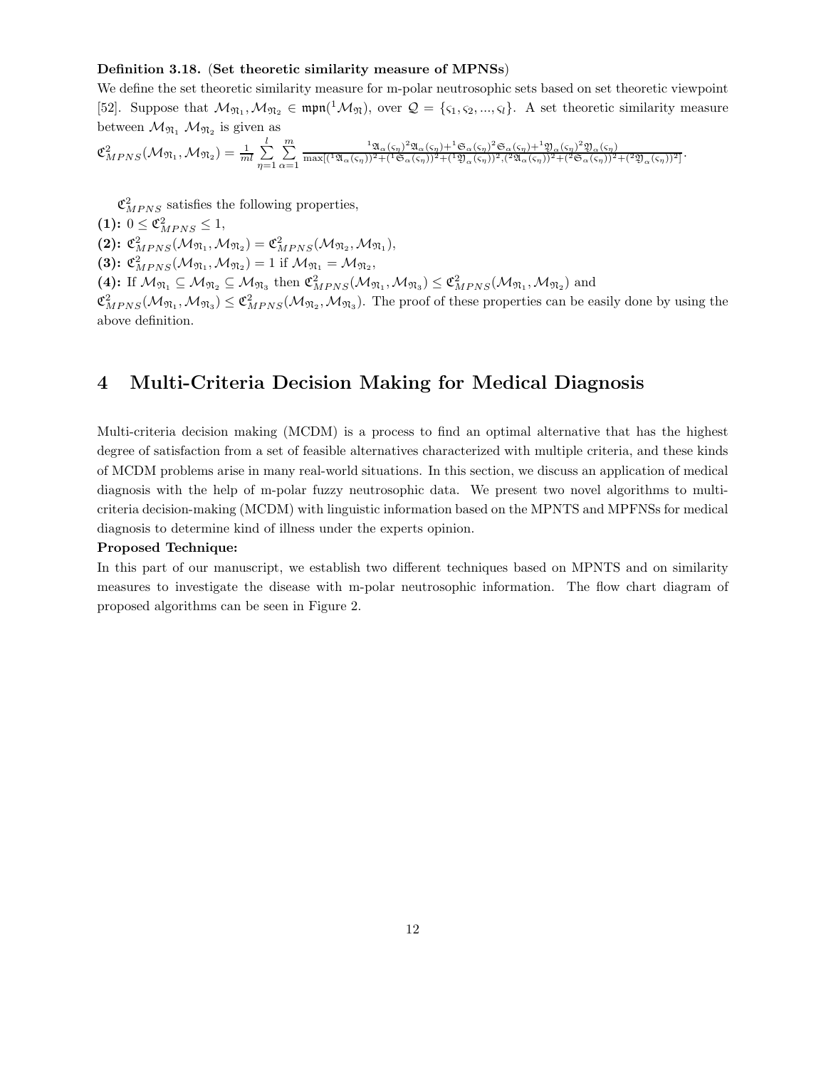**Definition 3.18.** **(Set theoretic similarity measure of MPNSs)**

We define the set theoretic similarity measure for m-polar neutrosophic sets based on set theoretic viewpoint [52]. Suppose that $\mathcal{M}_{\mathfrak{N}_1}, \mathcal{M}_{\mathfrak{N}_2} \in \mathfrak{mpn}(^1\mathcal{M}_{\mathfrak{N}})$, over $\mathcal{Q} = \{\varsigma_1, \varsigma_2, ..., \varsigma_l\}$. A set theoretic similarity measure between $\mathcal{M}_{\mathfrak{N}_1}$ $\mathcal{M}_{\mathfrak{N}_2}$ is given as

$$\mathfrak{C}^2_{MPNS}(\mathcal{M}_{\mathfrak{N}_1}, \mathcal{M}_{\mathfrak{N}_2}) = \frac{1}{ml} \sum_{\eta=1}^{l} \sum_{\alpha=1}^{m} \frac{{}^1\mathfrak{A}_\alpha(\varsigma_\eta)^2\mathfrak{A}_\alpha(\varsigma_\eta) + {}^1\mathfrak{S}_\alpha(\varsigma_\eta)^2\mathfrak{S}_\alpha(\varsigma_\eta) + {}^1\mathfrak{Y}_\alpha(\varsigma_\eta)^2\mathfrak{Y}_\alpha(\varsigma_\eta)}{\max[({}^1\mathfrak{A}_\alpha(\varsigma_\eta))^2 + ({}^1\mathfrak{S}_\alpha(\varsigma_\eta))^2 + ({}^1\mathfrak{Y}_\alpha(\varsigma_\eta))^2, ({}^2\mathfrak{A}_\alpha(\varsigma_\eta))^2 + ({}^2\mathfrak{S}_\alpha(\varsigma_\eta))^2 + ({}^2\mathfrak{Y}_\alpha(\varsigma_\eta))^2]}.$$

$\mathfrak{C}^2_{MPNS}$ satisfies the following properties,

**(1):** $0 \leq \mathfrak{C}^2_{MPNS} \leq 1$,

**(2):** $\mathfrak{C}^2_{MPNS}(\mathcal{M}_{\mathfrak{N}_1}, \mathcal{M}_{\mathfrak{N}_2}) = \mathfrak{C}^2_{MPNS}(\mathcal{M}_{\mathfrak{N}_2}, \mathcal{M}_{\mathfrak{N}_1})$,

**(3):** $\mathfrak{C}^2_{MPNS}(\mathcal{M}_{\mathfrak{N}_1}, \mathcal{M}_{\mathfrak{N}_2}) = 1$ if $\mathcal{M}_{\mathfrak{N}_1} = \mathcal{M}_{\mathfrak{N}_2}$,

**(4):** If $\mathcal{M}_{\mathfrak{N}_1} \subseteq \mathcal{M}_{\mathfrak{N}_2} \subseteq \mathcal{M}_{\mathfrak{N}_3}$ then $\mathfrak{C}^2_{MPNS}(\mathcal{M}_{\mathfrak{N}_1}, \mathcal{M}_{\mathfrak{N}_3}) \leq \mathfrak{C}^2_{MPNS}(\mathcal{M}_{\mathfrak{N}_1}, \mathcal{M}_{\mathfrak{N}_2})$ and $\mathfrak{C}^2_{MPNS}(\mathcal{M}_{\mathfrak{N}_1}, \mathcal{M}_{\mathfrak{N}_3}) \leq \mathfrak{C}^2_{MPNS}(\mathcal{M}_{\mathfrak{N}_2}, \mathcal{M}_{\mathfrak{N}_3})$. The proof of these properties can be easily done by using the above definition.

# 4 Multi-Criteria Decision Making for Medical Diagnosis

Multi-criteria decision making (MCDM) is a process to find an optimal alternative that has the highest degree of satisfaction from a set of feasible alternatives characterized with multiple criteria, and these kinds of MCDM problems arise in many real-world situations. In this section, we discuss an application of medical diagnosis with the help of m-polar fuzzy neutrosophic data. We present two novel algorithms to multi-criteria decision-making (MCDM) with linguistic information based on the MPNTS and MPFNSs for medical diagnosis to determine kind of illness under the experts opinion.

**Proposed Technique:**

In this part of our manuscript, we establish two different techniques based on MPNTS and on similarity measures to investigate the disease with m-polar neutrosophic information. The flow chart diagram of proposed algorithms can be seen in Figure 2.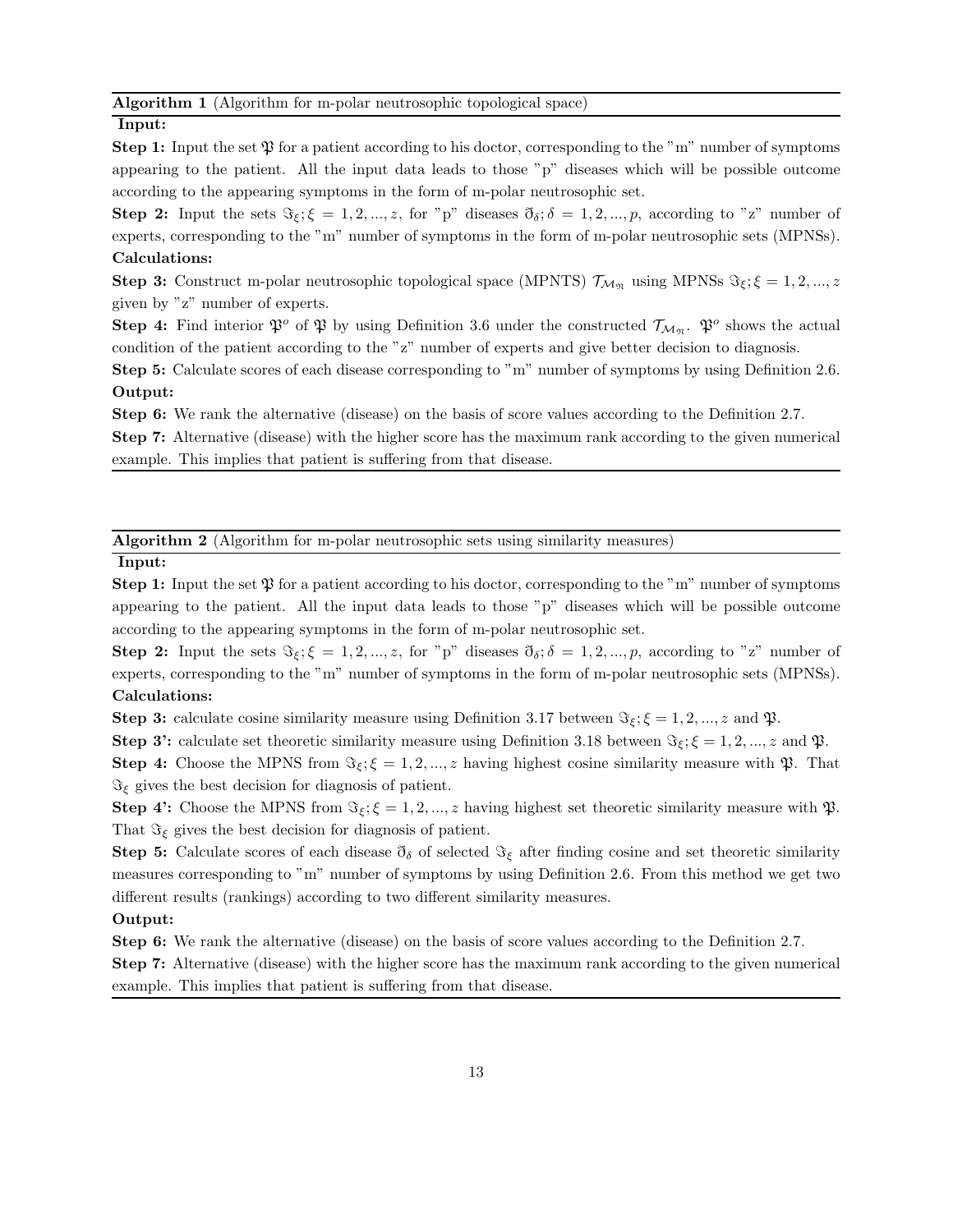**Algorithm 1** (Algorithm for m-polar neutrosophic topological space)

**Input:**

**Step 1:** Input the set $\mathfrak{P}$ for a patient according to his doctor, corresponding to the "m" number of symptoms appearing to the patient. All the input data leads to those "p" diseases which will be possible outcome according to the appearing symptoms in the form of m-polar neutrosophic set.

**Step 2:** Input the sets $\Im_{\xi}; \xi = 1, 2, ..., z$, for "p" diseases $\eth_{\delta}; \delta = 1, 2, ..., p$, according to "z" number of experts, corresponding to the "m" number of symptoms in the form of m-polar neutrosophic sets (MPNSs).

**Calculations:**

**Step 3:** Construct m-polar neutrosophic topological space (MPNTS) $\mathcal{T}_{\mathcal{M}_{\mathfrak{N}}}$ using MPNSs $\Im_{\xi}; \xi = 1, 2, ..., z$ given by "z" number of experts.

**Step 4:** Find interior $\mathfrak{P}^{o}$ of $\mathfrak{P}$ by using Definition 3.6 under the constructed $\mathcal{T}_{\mathcal{M}_{\mathfrak{N}}}$. $\mathfrak{P}^{o}$ shows the actual condition of the patient according to the "z" number of experts and give better decision to diagnosis.

**Step 5:** Calculate scores of each disease corresponding to "m" number of symptoms by using Definition 2.6.

**Output:**

**Step 6:** We rank the alternative (disease) on the basis of score values according to the Definition 2.7.

**Step 7:** Alternative (disease) with the higher score has the maximum rank according to the given numerical example. This implies that patient is suffering from that disease.

**Algorithm 2** (Algorithm for m-polar neutrosophic sets using similarity measures)

**Input:**

**Step 1:** Input the set $\mathfrak{P}$ for a patient according to his doctor, corresponding to the "m" number of symptoms appearing to the patient. All the input data leads to those "p" diseases which will be possible outcome according to the appearing symptoms in the form of m-polar neutrosophic set.

**Step 2:** Input the sets $\Im_{\xi}; \xi = 1, 2, ..., z$, for "p" diseases $\eth_{\delta}; \delta = 1, 2, ..., p$, according to "z" number of experts, corresponding to the "m" number of symptoms in the form of m-polar neutrosophic sets (MPNSs).

**Calculations:**

**Step 3:** calculate cosine similarity measure using Definition 3.17 between $\Im_{\xi}; \xi = 1, 2, ..., z$ and $\mathfrak{P}$.

**Step 3':** calculate set theoretic similarity measure using Definition 3.18 between $\Im_{\xi}; \xi = 1, 2, ..., z$ and $\mathfrak{P}$.

**Step 4:** Choose the MPNS from $\Im_{\xi}; \xi = 1, 2, ..., z$ having highest cosine similarity measure with $\mathfrak{P}$. That $\Im_{\xi}$ gives the best decision for diagnosis of patient.

**Step 4':** Choose the MPNS from $\Im_{\xi}; \xi = 1, 2, ..., z$ having highest set theoretic similarity measure with $\mathfrak{P}$. That $\Im_{\xi}$ gives the best decision for diagnosis of patient.

**Step 5:** Calculate scores of each disease $\eth_{\delta}$ of selected $\Im_{\xi}$ after finding cosine and set theoretic similarity measures corresponding to "m" number of symptoms by using Definition 2.6. From this method we get two different results (rankings) according to two different similarity measures.

**Output:**

**Step 6:** We rank the alternative (disease) on the basis of score values according to the Definition 2.7.

**Step 7:** Alternative (disease) with the higher score has the maximum rank according to the given numerical example. This implies that patient is suffering from that disease.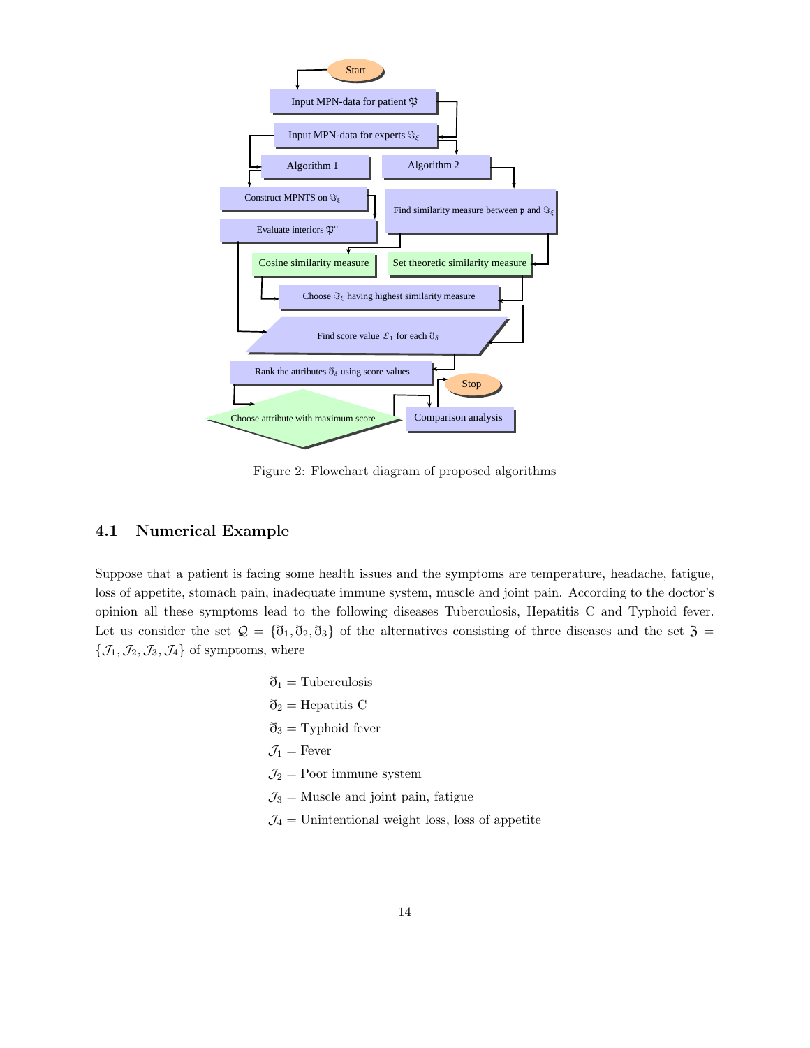Start

Input MPN-data for patient $\mathfrak{P}$

Input MPN-data for experts $\Im_\xi$

Algorithm 1

Algorithm 2

Construct MPNTS on $\Im_\xi$

Find similarity measure between $\mathfrak{p}$ and $\Im_\xi$

Evaluate interiors $\mathfrak{P}^o$

Cosine similarity measure

Set theoretic similarity measure

Choose $\Im_\xi$ having highest similarity measure

Find score value $\mathcal{L}_1$ for each $\eth_\delta$

Rank the attributes $\eth_\delta$ using score values

Stop

Choose attribute with maximum score

Comparison analysis

Figure 2: Flowchart diagram of proposed algorithms

### 4.1 Numerical Example

Suppose that a patient is facing some health issues and the symptoms are temperature, headache, fatigue, loss of appetite, stomach pain, inadequate immune system, muscle and joint pain. According to the doctor's opinion all these symptoms lead to the following diseases Tuberculosis, Hepatitis C and Typhoid fever. Let us consider the set $\mathcal{Q} = \{\eth_1, \eth_2, \eth_3\}$ of the alternatives consisting of three diseases and the set $\mathfrak{Z} = \{\mathcal{J}_1, \mathcal{J}_2, \mathcal{J}_3, \mathcal{J}_4\}$ of symptoms, where

$$\eth_1 = \text{Tuberculosis}$$
$$\eth_2 = \text{Hepatitis C}$$
$$\eth_3 = \text{Typhoid fever}$$
$$\mathcal{J}_1 = \text{Fever}$$
$$\mathcal{J}_2 = \text{Poor immune system}$$
$$\mathcal{J}_3 = \text{Muscle and joint pain, fatigue}$$
$$\mathcal{J}_4 = \text{Unintentional weight loss, loss of appetite}$$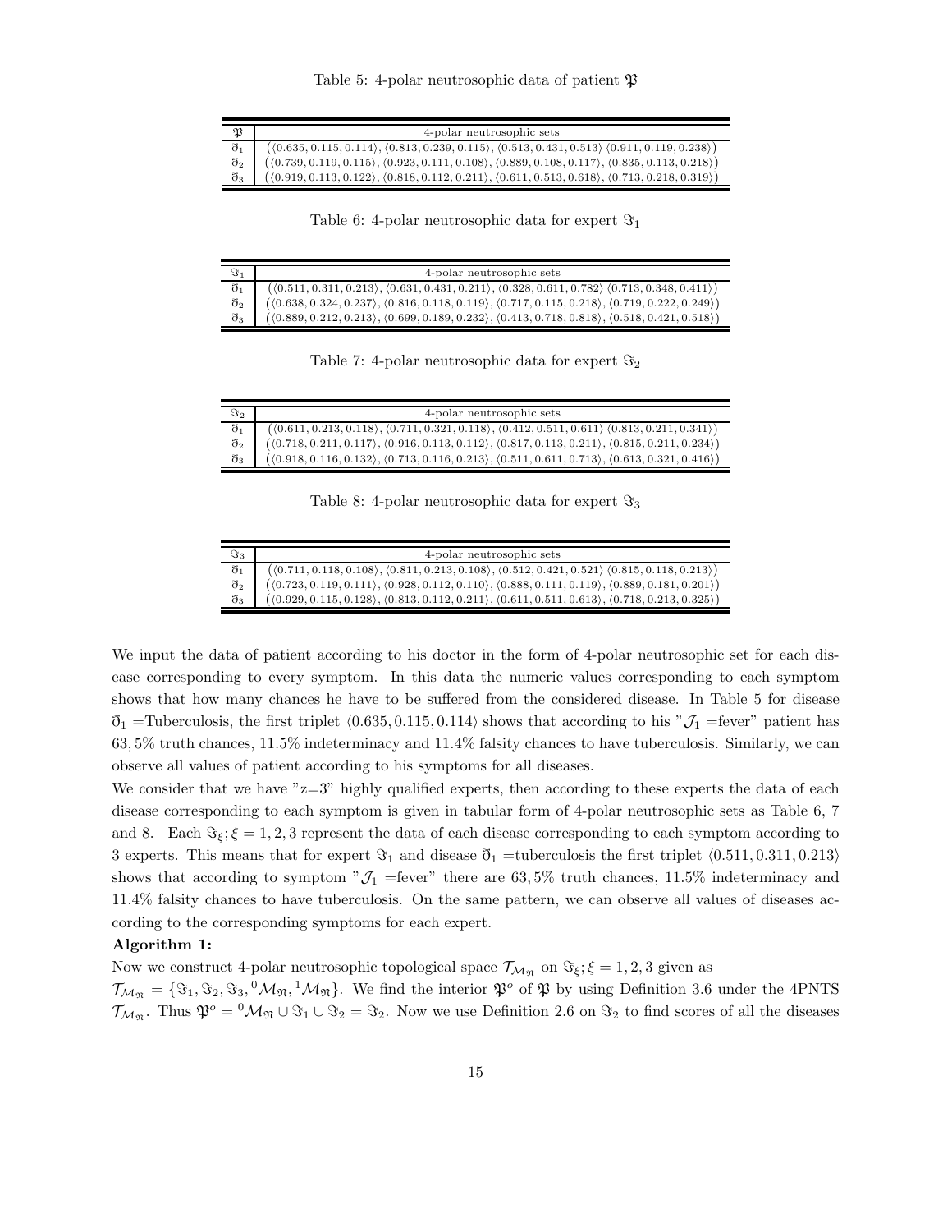Table 5: 4-polar neutrosophic data of patient $\mathfrak{P}$

| $\mathfrak{P}$ | 4-polar neutrosophic sets |
|---|---|
| $\eth_1$ | $(\langle 0.635, 0.115, 0.114\rangle, \langle 0.813, 0.239, 0.115\rangle, \langle 0.513, 0.431, 0.513\rangle\ \langle 0.911, 0.119, 0.238\rangle)$ |
| $\eth_2$ | $(\langle 0.739, 0.119, 0.115\rangle, \langle 0.923, 0.111, 0.108\rangle, \langle 0.889, 0.108, 0.117\rangle, \langle 0.835, 0.113, 0.218\rangle)$ |
| $\eth_3$ | $(\langle 0.919, 0.113, 0.122\rangle, \langle 0.818, 0.112, 0.211\rangle, \langle 0.611, 0.513, 0.618\rangle, \langle 0.713, 0.218, 0.319\rangle)$ |

Table 6: 4-polar neutrosophic data for expert $\Im_1$

| $\Im_1$ | 4-polar neutrosophic sets |
|---|---|
| $\eth_1$ | $(\langle 0.511, 0.311, 0.213\rangle, \langle 0.631, 0.431, 0.211\rangle, \langle 0.328, 0.611, 0.782\rangle\ \langle 0.713, 0.348, 0.411\rangle)$ |
| $\eth_2$ | $(\langle 0.638, 0.324, 0.237\rangle, \langle 0.816, 0.118, 0.119\rangle, \langle 0.717, 0.115, 0.218\rangle, \langle 0.719, 0.222, 0.249\rangle)$ |
| $\eth_3$ | $(\langle 0.889, 0.212, 0.213\rangle, \langle 0.699, 0.189, 0.232\rangle, \langle 0.413, 0.718, 0.818\rangle, \langle 0.518, 0.421, 0.518\rangle)$ |

Table 7: 4-polar neutrosophic data for expert $\Im_2$

| $\Im_2$ | 4-polar neutrosophic sets |
|---|---|
| $\eth_1$ | $(\langle 0.611, 0.213, 0.118\rangle, \langle 0.711, 0.321, 0.118\rangle, \langle 0.412, 0.511, 0.611\rangle\ \langle 0.813, 0.211, 0.341\rangle)$ |
| $\eth_2$ | $(\langle 0.718, 0.211, 0.117\rangle, \langle 0.916, 0.113, 0.112\rangle, \langle 0.817, 0.113, 0.211\rangle, \langle 0.815, 0.211, 0.234\rangle)$ |
| $\eth_3$ | $(\langle 0.918, 0.116, 0.132\rangle, \langle 0.713, 0.116, 0.213\rangle, \langle 0.511, 0.611, 0.713\rangle, \langle 0.613, 0.321, 0.416\rangle)$ |

Table 8: 4-polar neutrosophic data for expert $\Im_3$

| $\Im_3$ | 4-polar neutrosophic sets |
|---|---|
| $\eth_1$ | $(\langle 0.711, 0.118, 0.108\rangle, \langle 0.811, 0.213, 0.108\rangle, \langle 0.512, 0.421, 0.521\rangle\ \langle 0.815, 0.118, 0.213\rangle)$ |
| $\eth_2$ | $(\langle 0.723, 0.119, 0.111\rangle, \langle 0.928, 0.112, 0.110\rangle, \langle 0.888, 0.111, 0.119\rangle, \langle 0.889, 0.181, 0.201\rangle)$ |
| $\eth_3$ | $(\langle 0.929, 0.115, 0.128\rangle, \langle 0.813, 0.112, 0.211\rangle, \langle 0.611, 0.511, 0.613\rangle, \langle 0.718, 0.213, 0.325\rangle)$ |

We input the data of patient according to his doctor in the form of 4-polar neutrosophic set for each disease corresponding to every symptom. In this data the numeric values corresponding to each symptom shows that how many chances he have to be suffered from the considered disease. In Table 5 for disease $\eth_1$ =Tuberculosis, the first triplet $\langle 0.635, 0.115, 0.114\rangle$ shows that according to his "$\mathcal{J}_1$ =fever" patient has 63, 5% truth chances, 11.5% indeterminacy and 11.4% falsity chances to have tuberculosis. Similarly, we can observe all values of patient according to his symptoms for all diseases.

We consider that we have "z=3" highly qualified experts, then according to these experts the data of each disease corresponding to each symptom is given in tabular form of 4-polar neutrosophic sets as Table 6, 7 and 8. Each $\Im_\xi; \xi = 1, 2, 3$ represent the data of each disease corresponding to each symptom according to 3 experts. This means that for expert $\Im_1$ and disease $\eth_1$ =tuberculosis the first triplet $\langle 0.511, 0.311, 0.213\rangle$ shows that according to symptom "$\mathcal{J}_1$ =fever" there are 63, 5% truth chances, 11.5% indeterminacy and 11.4% falsity chances to have tuberculosis. On the same pattern, we can observe all values of diseases according to the corresponding symptoms for each expert.

**Algorithm 1:**

Now we construct 4-polar neutrosophic topological space $\mathcal{T}_{\mathcal{M}_{\mathfrak{N}}}$ on $\Im_\xi; \xi = 1, 2, 3$ given as $\mathcal{T}_{\mathcal{M}_{\mathfrak{N}}} = \{\Im_1, \Im_2, \Im_3, {}^0\mathcal{M}_{\mathfrak{N}}, {}^1\mathcal{M}_{\mathfrak{N}}\}$. We find the interior $\mathfrak{P}^o$ of $\mathfrak{P}$ by using Definition 3.6 under the 4PNTS $\mathcal{T}_{\mathcal{M}_{\mathfrak{N}}}$. Thus $\mathfrak{P}^o = {}^0\mathcal{M}_{\mathfrak{N}} \cup \Im_1 \cup \Im_2 = \Im_2$. Now we use Definition 2.6 on $\Im_2$ to find scores of all the diseases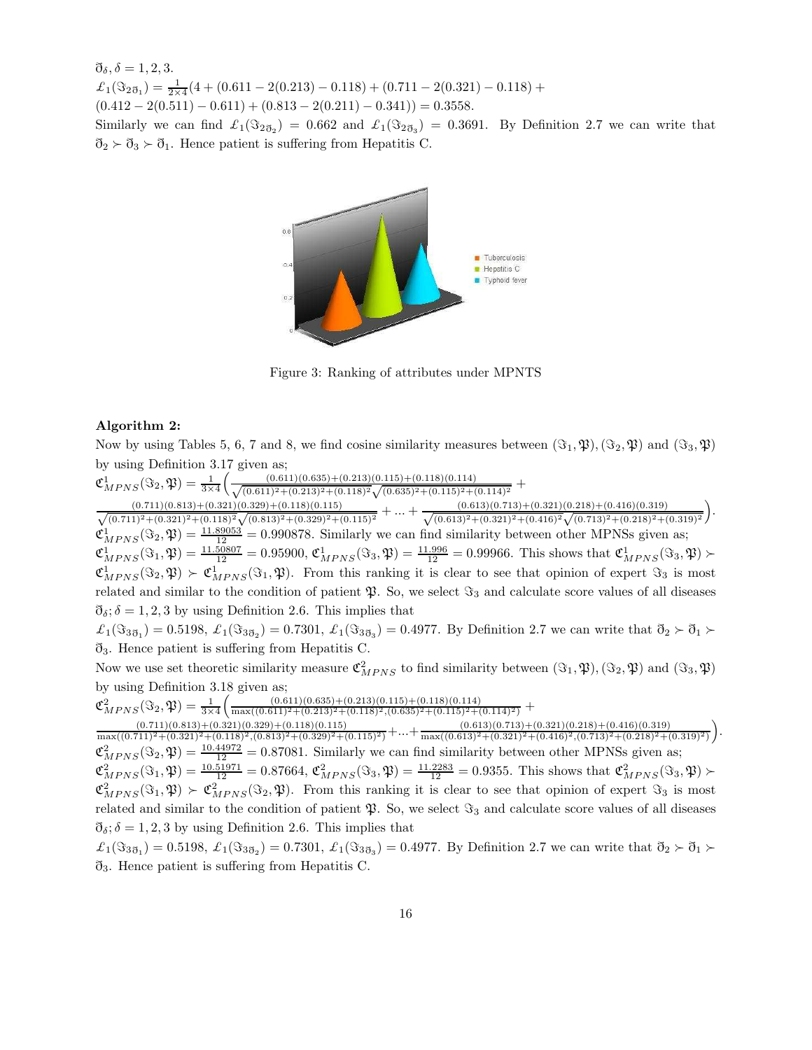$\eth_\delta, \delta = 1, 2, 3$.

$\pounds_1(\Im_{2\eth_1}) = \frac{1}{2\times4}(4 + (0.611 - 2(0.213) - 0.118) + (0.711 - 2(0.321) - 0.118) + (0.412 - 2(0.511) - 0.611) + (0.813 - 2(0.211) - 0.341)) = 0.3558.$

Similarly we can find $\pounds_1(\Im_{2\eth_2}) = 0.662$ and $\pounds_1(\Im_{2\eth_3}) = 0.3691$. By Definition 2.7 we can write that $\eth_2 \succ \eth_3 \succ \eth_1$. Hence patient is suffering from Hepatitis C.

0.6
0.4
0.2
0
Tuberculosis
Hepatitis C
Typhoid fever

Figure 3: Ranking of attributes under MPNTS

**Algorithm 2:**

Now by using Tables 5, 6, 7 and 8, we find cosine similarity measures between $(\Im_1, \mathfrak{P}), (\Im_2, \mathfrak{P})$ and $(\Im_3, \mathfrak{P})$ by using Definition 3.17 given as;

$$\mathfrak{C}^1_{MPNS}(\Im_2, \mathfrak{P}) = \frac{1}{3\times4}\Big(\frac{(0.611)(0.635)+(0.213)(0.115)+(0.118)(0.114)}{\sqrt{(0.611)^2+(0.213)^2+(0.118)^2}\sqrt{(0.635)^2+(0.115)^2+(0.114)^2}} + \frac{(0.711)(0.813)+(0.321)(0.329)+(0.118)(0.115)}{\sqrt{(0.711)^2+(0.321)^2+(0.118)^2}\sqrt{(0.813)^2+(0.329)^2+(0.115)^2}} + ... + \frac{(0.613)(0.713)+(0.321)(0.218)+(0.416)(0.319)}{\sqrt{(0.613)^2+(0.321)^2+(0.416)^2}\sqrt{(0.713)^2+(0.218)^2+(0.319)^2}}\Big).$$

$\mathfrak{C}^1_{MPNS}(\Im_2, \mathfrak{P}) = \frac{11.89053}{12} = 0.990878$. Similarly we can find similarity between other MPNSs given as; $\mathfrak{C}^1_{MPNS}(\Im_1, \mathfrak{P}) = \frac{11.50807}{12} = 0.95900$, $\mathfrak{C}^1_{MPNS}(\Im_3, \mathfrak{P}) = \frac{11.996}{12} = 0.99966$. This shows that $\mathfrak{C}^1_{MPNS}(\Im_3, \mathfrak{P}) \succ \mathfrak{C}^1_{MPNS}(\Im_2, \mathfrak{P}) \succ \mathfrak{C}^1_{MPNS}(\Im_1, \mathfrak{P})$. From this ranking it is clear to see that opinion of expert $\Im_3$ is most related and similar to the condition of patient $\mathfrak{P}$. So, we select $\Im_3$ and calculate score values of all diseases $\eth_\delta; \delta = 1, 2, 3$ by using Definition 2.6. This implies that

$\pounds_1(\Im_{3\eth_1}) = 0.5198$, $\pounds_1(\Im_{3\eth_2}) = 0.7301$, $\pounds_1(\Im_{3\eth_3}) = 0.4977$. By Definition 2.7 we can write that $\eth_2 \succ \eth_1 \succ \eth_3$. Hence patient is suffering from Hepatitis C.

Now we use set theoretic similarity measure $\mathfrak{C}^2_{MPNS}$ to find similarity between $(\Im_1, \mathfrak{P}), (\Im_2, \mathfrak{P})$ and $(\Im_3, \mathfrak{P})$ by using Definition 3.18 given as;

$$\mathfrak{C}^2_{MPNS}(\Im_2, \mathfrak{P}) = \frac{1}{3\times4}\Big(\frac{(0.611)(0.635)+(0.213)(0.115)+(0.118)(0.114)}{\max((0.611)^2+(0.213)^2+(0.118)^2,(0.635)^2+(0.115)^2+(0.114)^2)} + \frac{(0.711)(0.813)+(0.321)(0.329)+(0.118)(0.115)}{\max((0.711)^2+(0.321)^2+(0.118)^2,(0.813)^2+(0.329)^2+(0.115)^2)} + ... + \frac{(0.613)(0.713)+(0.321)(0.218)+(0.416)(0.319)}{\max((0.613)^2+(0.321)^2+(0.416)^2,(0.713)^2+(0.218)^2+(0.319)^2)}\Big).$$

$\mathfrak{C}^2_{MPNS}(\Im_2, \mathfrak{P}) = \frac{10.44972}{12} = 0.87081$. Similarly we can find similarity between other MPNSs given as; $\mathfrak{C}^2_{MPNS}(\Im_1, \mathfrak{P}) = \frac{10.51971}{12} = 0.87664$, $\mathfrak{C}^2_{MPNS}(\Im_3, \mathfrak{P}) = \frac{11.2283}{12} = 0.9355$. This shows that $\mathfrak{C}^2_{MPNS}(\Im_3, \mathfrak{P}) \succ \mathfrak{C}^2_{MPNS}(\Im_1, \mathfrak{P}) \succ \mathfrak{C}^2_{MPNS}(\Im_2, \mathfrak{P})$. From this ranking it is clear to see that opinion of expert $\Im_3$ is most related and similar to the condition of patient $\mathfrak{P}$. So, we select $\Im_3$ and calculate score values of all diseases $\eth_\delta; \delta = 1, 2, 3$ by using Definition 2.6. This implies that

$\pounds_1(\Im_{3\eth_1}) = 0.5198$, $\pounds_1(\Im_{3\eth_2}) = 0.7301$, $\pounds_1(\Im_{3\eth_3}) = 0.4977$. By Definition 2.7 we can write that $\eth_2 \succ \eth_1 \succ \eth_3$. Hence patient is suffering from Hepatitis C.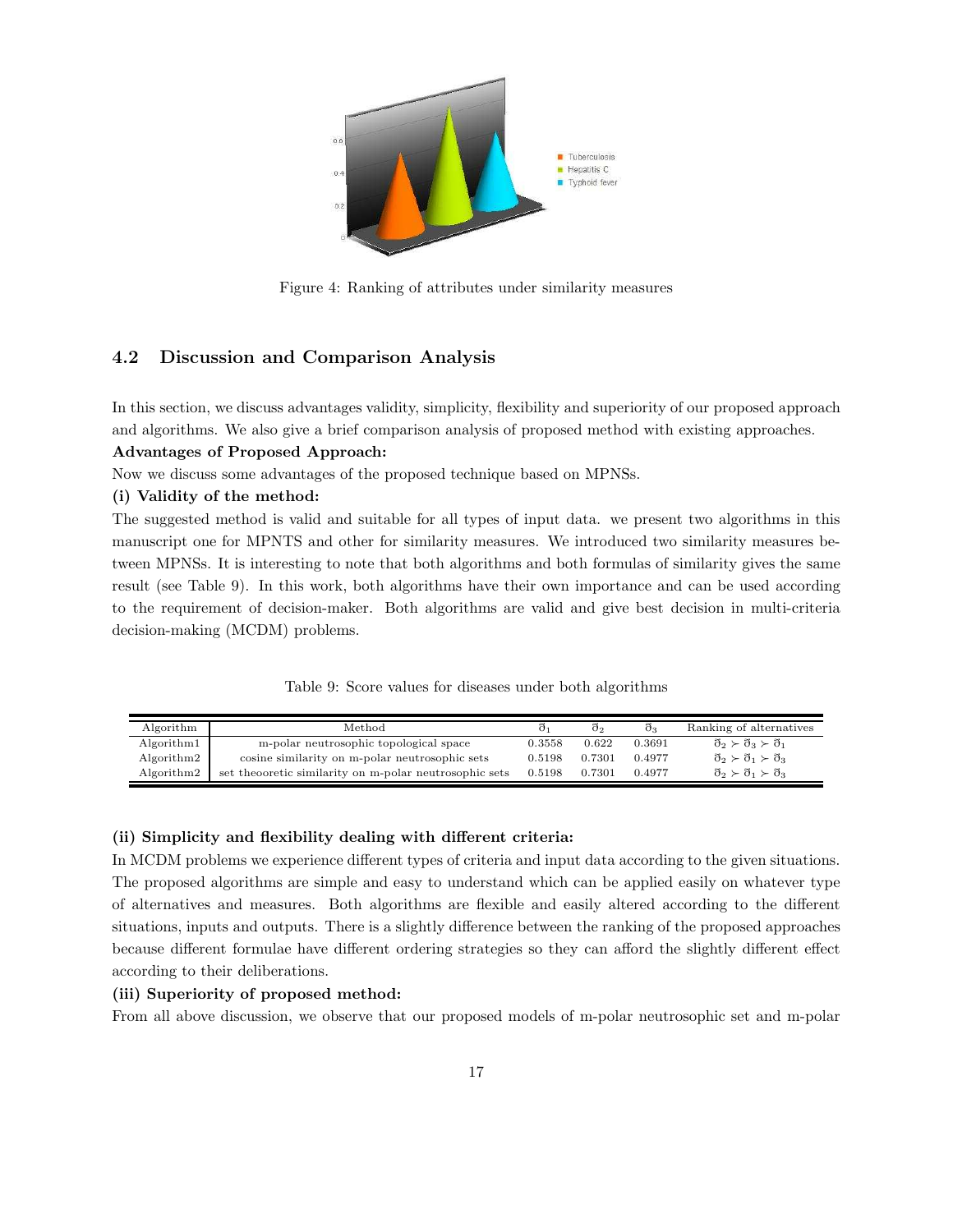0.6
0.4
0.2
0

Tuberculosis
Hepatitis C
Typhoid fever

Figure 4: Ranking of attributes under similarity measures

### 4.2 Discussion and Comparison Analysis

In this section, we discuss advantages validity, simplicity, flexibility and superiority of our proposed approach and algorithms. We also give a brief comparison analysis of proposed method with existing approaches.

**Advantages of Proposed Approach:**

Now we discuss some advantages of the proposed technique based on MPNSs.

**(i) Validity of the method:**

The suggested method is valid and suitable for all types of input data. we present two algorithms in this manuscript one for MPNTS and other for similarity measures. We introduced two similarity measures between MPNSs. It is interesting to note that both algorithms and both formulas of similarity gives the same result (see Table 9). In this work, both algorithms have their own importance and can be used according to the requirement of decision-maker. Both algorithms are valid and give best decision in multi-criteria decision-making (MCDM) problems.

Table 9: Score values for diseases under both algorithms

| Algorithm | Method | $\mathfrak{d}_1$ | $\mathfrak{d}_2$ | $\mathfrak{d}_3$ | Ranking of alternatives |
|---|---|---|---|---|---|
| Algorithm1 | m-polar neutrosophic topological space | 0.3558 | 0.622 | 0.3691 | $\mathfrak{d}_2 \succ \mathfrak{d}_3 \succ \mathfrak{d}_1$ |
| Algorithm2 | cosine similarity on m-polar neutrosophic sets | 0.5198 | 0.7301 | 0.4977 | $\mathfrak{d}_2 \succ \mathfrak{d}_1 \succ \mathfrak{d}_3$ |
| Algorithm2 | set theoeretic similarity on m-polar neutrosophic sets | 0.5198 | 0.7301 | 0.4977 | $\mathfrak{d}_2 \succ \mathfrak{d}_1 \succ \mathfrak{d}_3$ |

**(ii) Simplicity and flexibility dealing with different criteria:**

In MCDM problems we experience different types of criteria and input data according to the given situations. The proposed algorithms are simple and easy to understand which can be applied easily on whatever type of alternatives and measures. Both algorithms are flexible and easily altered according to the different situations, inputs and outputs. There is a slightly difference between the ranking of the proposed approaches because different formulae have different ordering strategies so they can afford the slightly different effect according to their deliberations.

**(iii) Superiority of proposed method:**

From all above discussion, we observe that our proposed models of m-polar neutrosophic set and m-polar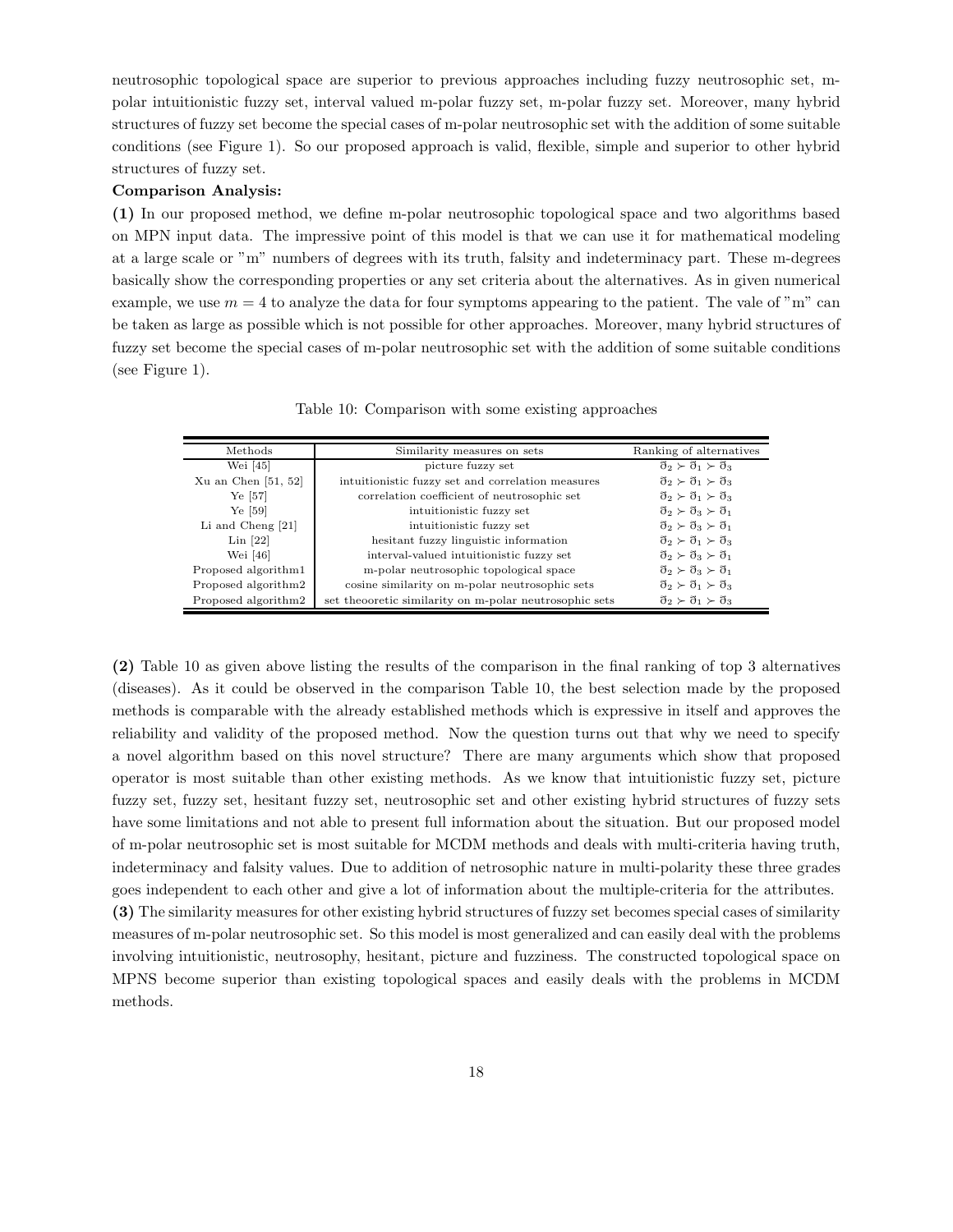neutrosophic topological space are superior to previous approaches including fuzzy neutrosophic set, m-polar intuitionistic fuzzy set, interval valued m-polar fuzzy set, m-polar fuzzy set. Moreover, many hybrid structures of fuzzy set become the special cases of m-polar neutrosophic set with the addition of some suitable conditions (see Figure 1). So our proposed approach is valid, flexible, simple and superior to other hybrid structures of fuzzy set.

**Comparison Analysis:**

**(1)** In our proposed method, we define m-polar neutrosophic topological space and two algorithms based on MPN input data. The impressive point of this model is that we can use it for mathematical modeling at a large scale or "m" numbers of degrees with its truth, falsity and indeterminacy part. These m-degrees basically show the corresponding properties or any set criteria about the alternatives. As in given numerical example, we use $m = 4$ to analyze the data for four symptoms appearing to the patient. The vale of "m" can be taken as large as possible which is not possible for other approaches. Moreover, many hybrid structures of fuzzy set become the special cases of m-polar neutrosophic set with the addition of some suitable conditions (see Figure 1).

Table 10: Comparison with some existing approaches

| Methods | Similarity measures on sets | Ranking of alternatives |
|---|---|---|
| Wei [45] | picture fuzzy set | $\eth_2 \succ \eth_1 \succ \eth_3$ |
| Xu an Chen [51, 52] | intuitionistic fuzzy set and correlation measures | $\eth_2 \succ \eth_1 \succ \eth_3$ |
| Ye [57] | correlation coefficient of neutrosophic set | $\eth_2 \succ \eth_1 \succ \eth_3$ |
| Ye [59] | intuitionistic fuzzy set | $\eth_2 \succ \eth_3 \succ \eth_1$ |
| Li and Cheng [21] | intuitionistic fuzzy set | $\eth_2 \succ \eth_3 \succ \eth_1$ |
| Lin [22] | hesitant fuzzy linguistic information | $\eth_2 \succ \eth_1 \succ \eth_3$ |
| Wei [46] | interval-valued intuitionistic fuzzy set | $\eth_2 \succ \eth_3 \succ \eth_1$ |
| Proposed algorithm1 | m-polar neutrosophic topological space | $\eth_2 \succ \eth_3 \succ \eth_1$ |
| Proposed algorithm2 | cosine similarity on m-polar neutrosophic sets | $\eth_2 \succ \eth_1 \succ \eth_3$ |
| Proposed algorithm2 | set theooretic similarity on m-polar neutrosophic sets | $\eth_2 \succ \eth_1 \succ \eth_3$ |

**(2)** Table 10 as given above listing the results of the comparison in the final ranking of top 3 alternatives (diseases). As it could be observed in the comparison Table 10, the best selection made by the proposed methods is comparable with the already established methods which is expressive in itself and approves the reliability and validity of the proposed method. Now the question turns out that why we need to specify a novel algorithm based on this novel structure? There are many arguments which show that proposed operator is most suitable than other existing methods. As we know that intuitionistic fuzzy set, picture fuzzy set, fuzzy set, hesitant fuzzy set, neutrosophic set and other existing hybrid structures of fuzzy sets have some limitations and not able to present full information about the situation. But our proposed model of m-polar neutrosophic set is most suitable for MCDM methods and deals with multi-criteria having truth, indeterminacy and falsity values. Due to addition of netrosophic nature in multi-polarity these three grades goes independent to each other and give a lot of information about the multiple-criteria for the attributes.

**(3)** The similarity measures for other existing hybrid structures of fuzzy set becomes special cases of similarity measures of m-polar neutrosophic set. So this model is most generalized and can easily deal with the problems involving intuitionistic, neutrosophy, hesitant, picture and fuzziness. The constructed topological space on MPNS become superior than existing topological spaces and easily deals with the problems in MCDM methods.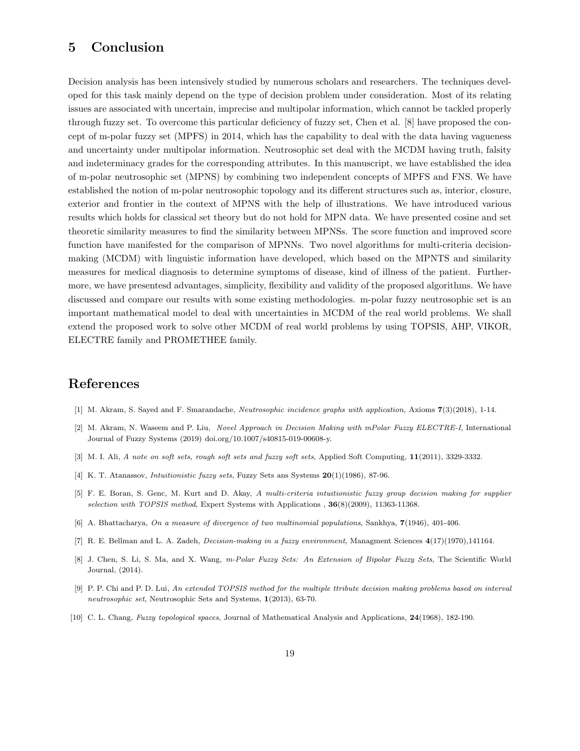## 5 Conclusion

Decision analysis has been intensively studied by numerous scholars and researchers. The techniques developed for this task mainly depend on the type of decision problem under consideration. Most of its relating issues are associated with uncertain, imprecise and multipolar information, which cannot be tackled properly through fuzzy set. To overcome this particular deficiency of fuzzy set, Chen et al. [8] have proposed the concept of m-polar fuzzy set (MPFS) in 2014, which has the capability to deal with the data having vagueness and uncertainty under multipolar information. Neutrosophic set deal with the MCDM having truth, falsity and indeterminacy grades for the corresponding attributes. In this manuscript, we have established the idea of m-polar neutrosophic set (MPNS) by combining two independent concepts of MPFS and FNS. We have established the notion of m-polar neutrosophic topology and its different structures such as, interior, closure, exterior and frontier in the context of MPNS with the help of illustrations. We have introduced various results which holds for classical set theory but do not hold for MPN data. We have presented cosine and set theoretic similarity measures to find the similarity between MPNSs. The score function and improved score function have manifested for the comparison of MPNNs. Two novel algorithms for multi-criteria decision-making (MCDM) with linguistic information have developed, which based on the MPNTS and similarity measures for medical diagnosis to determine symptoms of disease, kind of illness of the patient. Furthermore, we have presentesd advantages, simplicity, flexibility and validity of the proposed algorithms. We have discussed and compare our results with some existing methodologies. m-polar fuzzy neutrosophic set is an important mathematical model to deal with uncertainties in MCDM of the real world problems. We shall extend the proposed work to solve other MCDM of real world problems by using TOPSIS, AHP, VIKOR, ELECTRE family and PROMETHEE family.

## References

[1] M. Akram, S. Sayed and F. Smarandache, *Neutrosophic incidence graphs with application*, Axioms **7**(3)(2018), 1-14.

[2] M. Akram, N. Waseem and P. Liu, *Novel Approach in Decision Making with mPolar Fuzzy ELECTRE-I*, International Journal of Fuzzy Systems (2019) doi.org/10.1007/s40815-019-00608-y.

[3] M. I. Ali, *A note on soft sets, rough soft sets and fuzzy soft sets*, Applied Soft Computing, **11**(2011), 3329-3332.

[4] K. T. Atanassov, *Intuitionistic fuzzy sets*, Fuzzy Sets ans Systems **20**(1)(1986), 87-96.

[5] F. E. Boran, S. Genc, M. Kurt and D. Akay, *A multi-criteria intuitionistic fuzzy group decision making for supplier selection with TOPSIS method*, Expert Systems with Applications , **36**(8)(2009), 11363-11368.

[6] A. Bhattacharya, *On a measure of divergence of two multinomial populations*, Sankhya, **7**(1946), 401-406.

[7] R. E. Bellman and L. A. Zadeh, *Decision-making in a fuzzy environment*, Managment Sciences **4**(17)(1970),141164.

[8] J. Chen, S. Li, S. Ma, and X. Wang, *m-Polar Fuzzy Sets: An Extension of Bipolar Fuzzy Sets*, The Scientific World Journal, (2014).

[9] P. P. Chi and P. D. Lui, *An extended TOPSIS method for the multiple ttribute decision making problems based on interval neutrosophic set*, Neutrosophic Sets and Systems, **1**(2013), 63-70.

[10] C. L. Chang, *Fuzzy topological spaces*, Journal of Mathematical Analysis and Applications, **24**(1968), 182-190.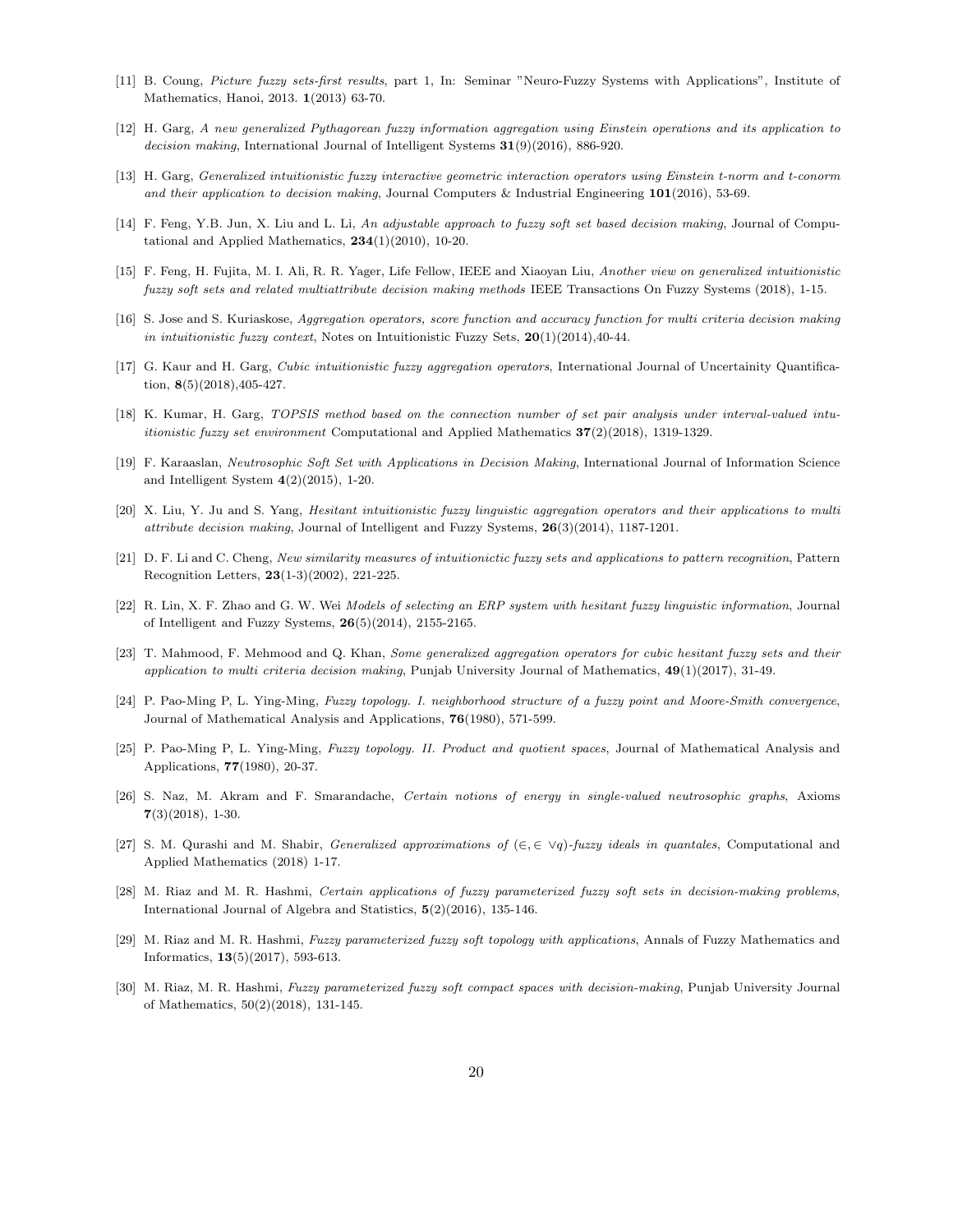[11] B. Coung, *Picture fuzzy sets-first results*, part 1, In: Seminar "Neuro-Fuzzy Systems with Applications", Institute of Mathematics, Hanoi, 2013. **1**(2013) 63-70.

[12] H. Garg, *A new generalized Pythagorean fuzzy information aggregation using Einstein operations and its application to decision making*, International Journal of Intelligent Systems **31**(9)(2016), 886-920.

[13] H. Garg, *Generalized intuitionistic fuzzy interactive geometric interaction operators using Einstein t-norm and t-conorm and their application to decision making*, Journal Computers & Industrial Engineering **101**(2016), 53-69.

[14] F. Feng, Y.B. Jun, X. Liu and L. Li, *An adjustable approach to fuzzy soft set based decision making*, Journal of Computational and Applied Mathematics, **234**(1)(2010), 10-20.

[15] F. Feng, H. Fujita, M. I. Ali, R. R. Yager, Life Fellow, IEEE and Xiaoyan Liu, *Another view on generalized intuitionistic fuzzy soft sets and related multiattribute decision making methods* IEEE Transactions On Fuzzy Systems (2018), 1-15.

[16] S. Jose and S. Kuriaskose, *Aggregation operators, score function and accuracy function for multi criteria decision making in intuitionistic fuzzy context*, Notes on Intuitionistic Fuzzy Sets, **20**(1)(2014),40-44.

[17] G. Kaur and H. Garg, *Cubic intuitionistic fuzzy aggregation operators*, International Journal of Uncertainity Quantification, **8**(5)(2018),405-427.

[18] K. Kumar, H. Garg, *TOPSIS method based on the connection number of set pair analysis under interval-valued intuitionistic fuzzy set environment* Computational and Applied Mathematics **37**(2)(2018), 1319-1329.

[19] F. Karaaslan, *Neutrosophic Soft Set with Applications in Decision Making*, International Journal of Information Science and Intelligent System **4**(2)(2015), 1-20.

[20] X. Liu, Y. Ju and S. Yang, *Hesitant intuitionistic fuzzy linguistic aggregation operators and their applications to multi attribute decision making*, Journal of Intelligent and Fuzzy Systems, **26**(3)(2014), 1187-1201.

[21] D. F. Li and C. Cheng, *New similarity measures of intuitionictic fuzzy sets and applications to pattern recognition*, Pattern Recognition Letters, **23**(1-3)(2002), 221-225.

[22] R. Lin, X. F. Zhao and G. W. Wei *Models of selecting an ERP system with hesitant fuzzy linguistic information*, Journal of Intelligent and Fuzzy Systems, **26**(5)(2014), 2155-2165.

[23] T. Mahmood, F. Mehmood and Q. Khan, *Some generalized aggregation operators for cubic hesitant fuzzy sets and their application to multi criteria decision making*, Punjab University Journal of Mathematics, **49**(1)(2017), 31-49.

[24] P. Pao-Ming P, L. Ying-Ming, *Fuzzy topology. I. neighborhood structure of a fuzzy point and Moore-Smith convergence*, Journal of Mathematical Analysis and Applications, **76**(1980), 571-599.

[25] P. Pao-Ming P, L. Ying-Ming, *Fuzzy topology. II. Product and quotient spaces*, Journal of Mathematical Analysis and Applications, **77**(1980), 20-37.

[26] S. Naz, M. Akram and F. Smarandache, *Certain notions of energy in single-valued neutrosophic graphs*, Axioms **7**(3)(2018), 1-30.

[27] S. M. Qurashi and M. Shabir, *Generalized approximations of* $(\in, \in \vee q)$*-fuzzy ideals in quantales*, Computational and Applied Mathematics (2018) 1-17.

[28] M. Riaz and M. R. Hashmi, *Certain applications of fuzzy parameterized fuzzy soft sets in decision-making problems*, International Journal of Algebra and Statistics, **5**(2)(2016), 135-146.

[29] M. Riaz and M. R. Hashmi, *Fuzzy parameterized fuzzy soft topology with applications*, Annals of Fuzzy Mathematics and Informatics, **13**(5)(2017), 593-613.

[30] M. Riaz, M. R. Hashmi, *Fuzzy parameterized fuzzy soft compact spaces with decision-making*, Punjab University Journal of Mathematics, 50(2)(2018), 131-145.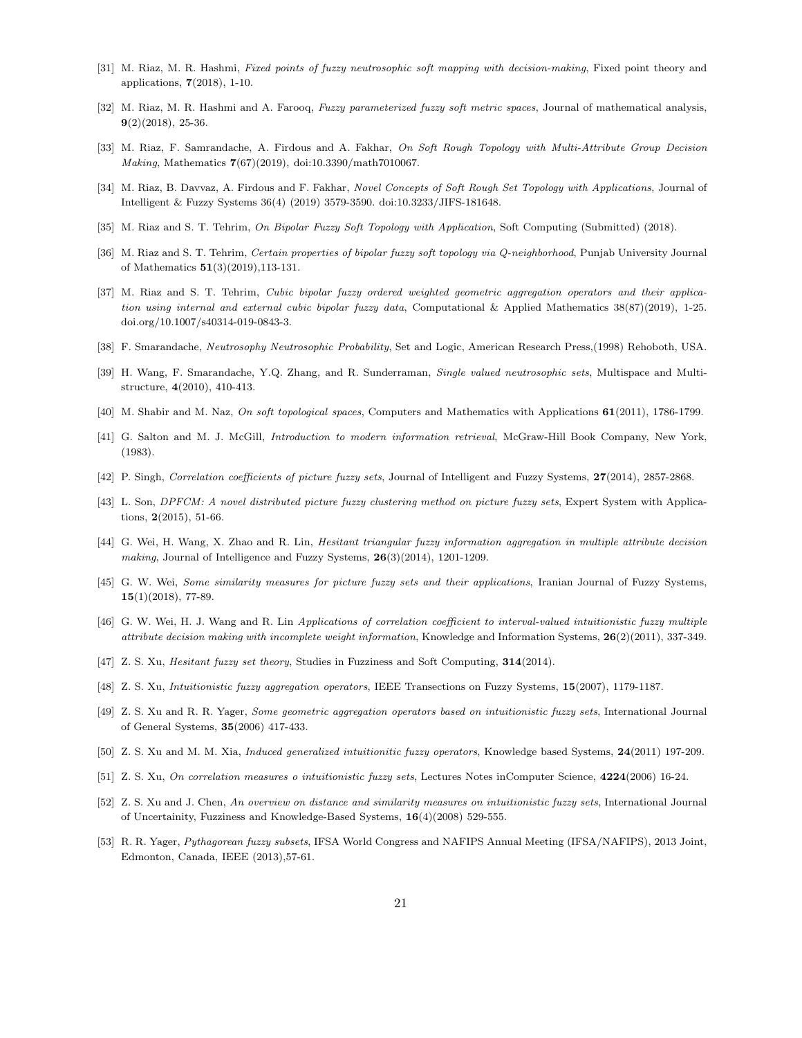[31] M. Riaz, M. R. Hashmi, *Fixed points of fuzzy neutrosophic soft mapping with decision-making*, Fixed point theory and applications, **7**(2018), 1-10.

[32] M. Riaz, M. R. Hashmi and A. Farooq, *Fuzzy parameterized fuzzy soft metric spaces*, Journal of mathematical analysis, **9**(2)(2018), 25-36.

[33] M. Riaz, F. Samrandache, A. Firdous and A. Fakhar, *On Soft Rough Topology with Multi-Attribute Group Decision Making*, Mathematics **7**(67)(2019), doi:10.3390/math7010067.

[34] M. Riaz, B. Davvaz, A. Firdous and F. Fakhar, *Novel Concepts of Soft Rough Set Topology with Applications*, Journal of Intelligent & Fuzzy Systems 36(4) (2019) 3579-3590. doi:10.3233/JIFS-181648.

[35] M. Riaz and S. T. Tehrim, *On Bipolar Fuzzy Soft Topology with Application*, Soft Computing (Submitted) (2018).

[36] M. Riaz and S. T. Tehrim, *Certain properties of bipolar fuzzy soft topology via Q-neighborhood*, Punjab University Journal of Mathematics **51**(3)(2019),113-131.

[37] M. Riaz and S. T. Tehrim, *Cubic bipolar fuzzy ordered weighted geometric aggregation operators and their application using internal and external cubic bipolar fuzzy data*, Computational & Applied Mathematics 38(87)(2019), 1-25. doi.org/10.1007/s40314-019-0843-3.

[38] F. Smarandache, *Neutrosophy Neutrosophic Probability*, Set and Logic, American Research Press,(1998) Rehoboth, USA.

[39] H. Wang, F. Smarandache, Y.Q. Zhang, and R. Sunderraman, *Single valued neutrosophic sets*, Multispace and Multistructure, **4**(2010), 410-413.

[40] M. Shabir and M. Naz, *On soft topological spaces*, Computers and Mathematics with Applications **61**(2011), 1786-1799.

[41] G. Salton and M. J. McGill, *Introduction to modern information retrieval*, McGraw-Hill Book Company, New York, (1983).

[42] P. Singh, *Correlation coefficients of picture fuzzy sets*, Journal of Intelligent and Fuzzy Systems, **27**(2014), 2857-2868.

[43] L. Son, *DPFCM: A novel distributed picture fuzzy clustering method on picture fuzzy sets*, Expert System with Applications, **2**(2015), 51-66.

[44] G. Wei, H. Wang, X. Zhao and R. Lin, *Hesitant triangular fuzzy information aggregation in multiple attribute decision making*, Journal of Intelligence and Fuzzy Systems, **26**(3)(2014), 1201-1209.

[45] G. W. Wei, *Some similarity measures for picture fuzzy sets and their applications*, Iranian Journal of Fuzzy Systems, **15**(1)(2018), 77-89.

[46] G. W. Wei, H. J. Wang and R. Lin *Applications of correlation coefficient to interval-valued intuitionistic fuzzy multiple attribute decision making with incomplete weight information*, Knowledge and Information Systems, **26**(2)(2011), 337-349.

[47] Z. S. Xu, *Hesitant fuzzy set theory*, Studies in Fuzziness and Soft Computing, **314**(2014).

[48] Z. S. Xu, *Intuitionistic fuzzy aggregation operators*, IEEE Transections on Fuzzy Systems, **15**(2007), 1179-1187.

[49] Z. S. Xu and R. R. Yager, *Some geometric aggregation operators based on intuitionistic fuzzy sets*, International Journal of General Systems, **35**(2006) 417-433.

[50] Z. S. Xu and M. M. Xia, *Induced generalized intuitionitic fuzzy operators*, Knowledge based Systems, **24**(2011) 197-209.

[51] Z. S. Xu, *On correlation measures o intuitionistic fuzzy sets*, Lectures Notes inComputer Science, **4224**(2006) 16-24.

[52] Z. S. Xu and J. Chen, *An overview on distance and similarity measures on intuitionistic fuzzy sets*, International Journal of Uncertainity, Fuzziness and Knowledge-Based Systems, **16**(4)(2008) 529-555.

[53] R. R. Yager, *Pythagorean fuzzy subsets*, IFSA World Congress and NAFIPS Annual Meeting (IFSA/NAFIPS), 2013 Joint, Edmonton, Canada, IEEE (2013),57-61.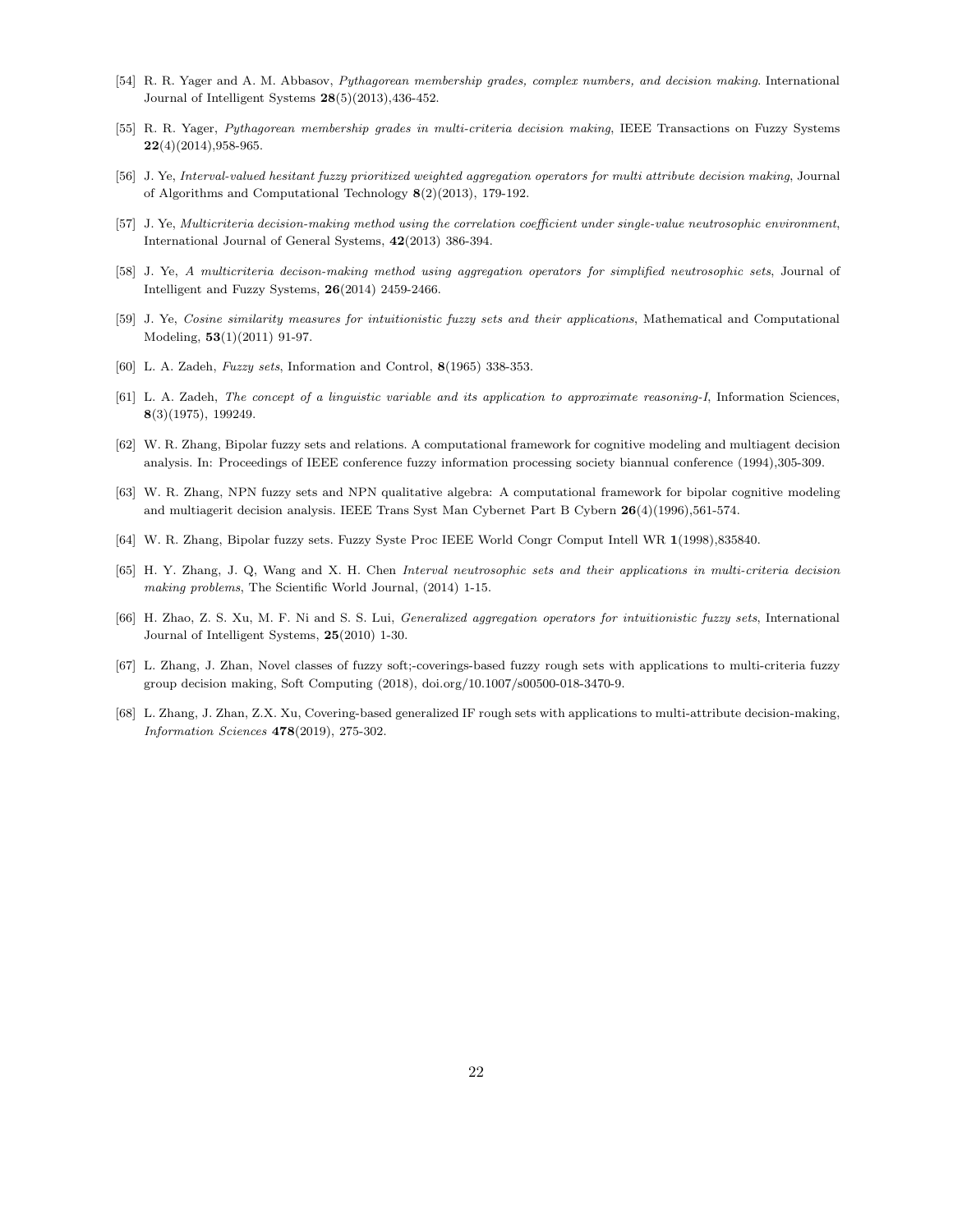[54] R. R. Yager and A. M. Abbasov, *Pythagorean membership grades, complex numbers, and decision making*. International Journal of Intelligent Systems **28**(5)(2013),436-452.

[55] R. R. Yager, *Pythagorean membership grades in multi-criteria decision making*, IEEE Transactions on Fuzzy Systems **22**(4)(2014),958-965.

[56] J. Ye, *Interval-valued hesitant fuzzy prioritized weighted aggregation operators for multi attribute decision making*, Journal of Algorithms and Computational Technology **8**(2)(2013), 179-192.

[57] J. Ye, *Multicriteria decision-making method using the correlation coefficient under single-value neutrosophic environment*, International Journal of General Systems, **42**(2013) 386-394.

[58] J. Ye, *A multicriteria decison-making method using aggregation operators for simplified neutrosophic sets*, Journal of Intelligent and Fuzzy Systems, **26**(2014) 2459-2466.

[59] J. Ye, *Cosine similarity measures for intuitionistic fuzzy sets and their applications*, Mathematical and Computational Modeling, **53**(1)(2011) 91-97.

[60] L. A. Zadeh, *Fuzzy sets*, Information and Control, **8**(1965) 338-353.

[61] L. A. Zadeh, *The concept of a linguistic variable and its application to approximate reasoning-I*, Information Sciences, **8**(3)(1975), 199249.

[62] W. R. Zhang, Bipolar fuzzy sets and relations. A computational framework for cognitive modeling and multiagent decision analysis. In: Proceedings of IEEE conference fuzzy information processing society biannual conference (1994),305-309.

[63] W. R. Zhang, NPN fuzzy sets and NPN qualitative algebra: A computational framework for bipolar cognitive modeling and multiagerit decision analysis. IEEE Trans Syst Man Cybernet Part B Cybern **26**(4)(1996),561-574.

[64] W. R. Zhang, Bipolar fuzzy sets. Fuzzy Syste Proc IEEE World Congr Comput Intell WR **1**(1998),835840.

[65] H. Y. Zhang, J. Q, Wang and X. H. Chen *Interval neutrosophic sets and their applications in multi-criteria decision making problems*, The Scientific World Journal, (2014) 1-15.

[66] H. Zhao, Z. S. Xu, M. F. Ni and S. S. Lui, *Generalized aggregation operators for intuitionistic fuzzy sets*, International Journal of Intelligent Systems, **25**(2010) 1-30.

[67] L. Zhang, J. Zhan, Novel classes of fuzzy soft;-coverings-based fuzzy rough sets with applications to multi-criteria fuzzy group decision making, Soft Computing (2018), doi.org/10.1007/s00500-018-3470-9.

[68] L. Zhang, J. Zhan, Z.X. Xu, Covering-based generalized IF rough sets with applications to multi-attribute decision-making, *Information Sciences* **478**(2019), 275-302.